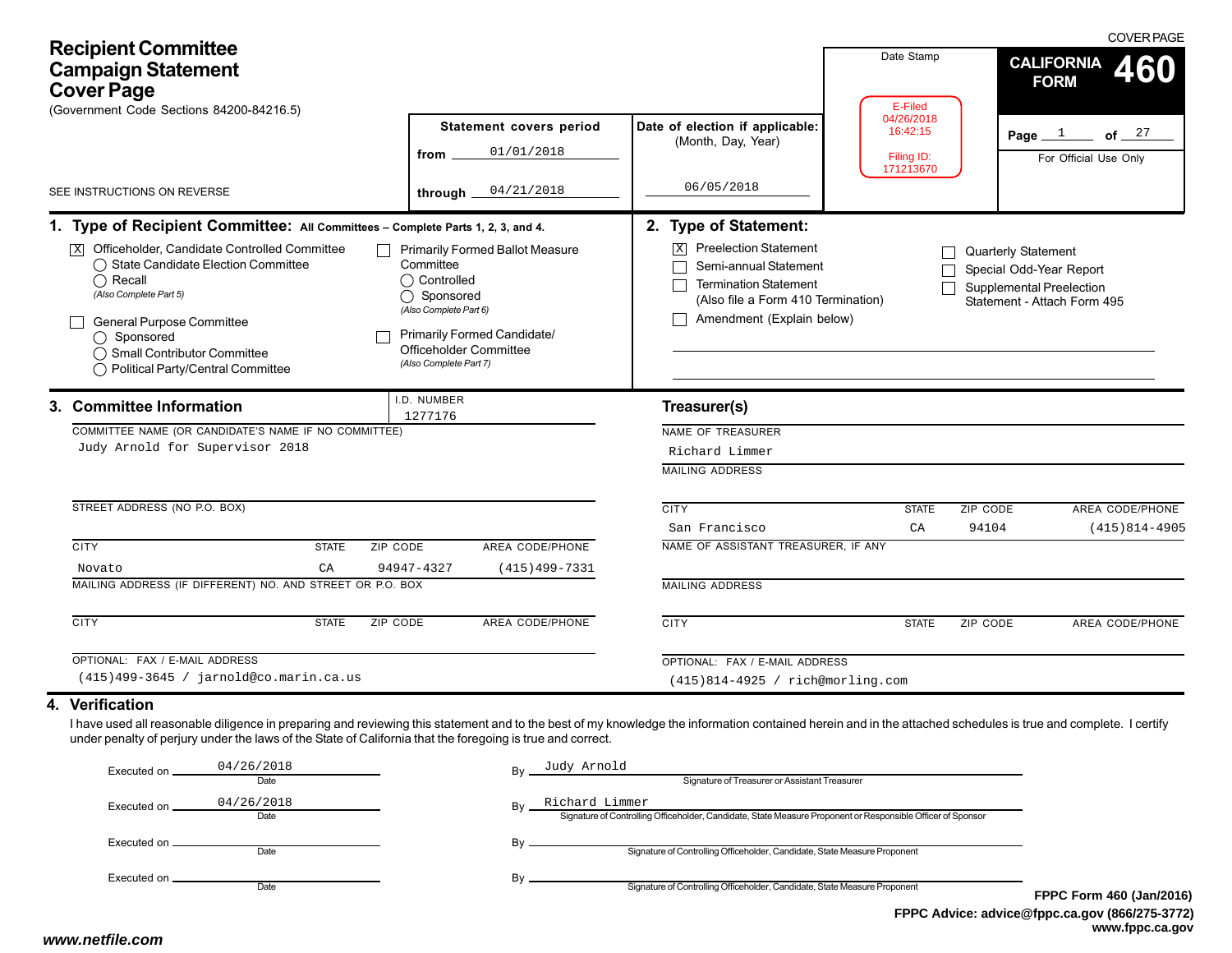# Recipient Committee Campaign Statement Cover Page

COVER PAGE

(Government Code Sections 84200-84216.5)

SEE INSTRUCTIONS ON REVERSE

**CALIFORNIA FORM 460**

Page 1 of 27

For Official Use Only

Date Stamp

E-Filed
04/26/2018
16:42:15
Filing ID:
171213670

| Statement covers period | Date of election if applicable: (Month, Day, Year) |
|---|---|
| from 01/01/2018 | |
| through 04/21/2018 | 06/05/2018 |

## 1. Type of Recipient Committee: All Committees – Complete Parts 1, 2, 3, and 4.

- [X] Officeholder, Candidate Controlled Committee
  - ◯ State Candidate Election Committee
  - ◯ Recall *(Also Complete Part 5)*
- [ ] General Purpose Committee
  - ◯ Sponsored
  - ◯ Small Contributor Committee
  - ◯ Political Party/Central Committee
- [ ] Primarily Formed Ballot Measure Committee
  - ◯ Controlled
  - ◯ Sponsored *(Also Complete Part 6)*
- [ ] Primarily Formed Candidate/ Officeholder Committee *(Also Complete Part 7)*

## 2. Type of Statement:

- [X] Preelection Statement
- [ ] Semi-annual Statement
- [ ] Termination Statement (Also file a Form 410 Termination)
- [ ] Amendment (Explain below)
- [ ] Quarterly Statement
- [ ] Special Odd-Year Report
- [ ] Supplemental Preelection Statement - Attach Form 495

## 3. Committee Information

I.D. NUMBER: 1277176

COMMITTEE NAME (OR CANDIDATE'S NAME IF NO COMMITTEE): Judy Arnold for Supervisor 2018

STREET ADDRESS (NO P.O. BOX):

| CITY | STATE | ZIP CODE | AREA CODE/PHONE |
|---|---|---|---|
| Novato | CA | 94947-4327 | (415)499-7331 |

MAILING ADDRESS (IF DIFFERENT) NO. AND STREET OR P.O. BOX:

| CITY | STATE | ZIP CODE | AREA CODE/PHONE |
|---|---|---|---|
| | | | |

OPTIONAL: FAX / E-MAIL ADDRESS: (415)499-3645 / jarnold@co.marin.ca.us

### Treasurer(s)

NAME OF TREASURER: Richard Limmer

MAILING ADDRESS:

| CITY | STATE | ZIP CODE | AREA CODE/PHONE |
|---|---|---|---|
| San Francisco | CA | 94104 | (415)814-4905 |

NAME OF ASSISTANT TREASURER, IF ANY:

MAILING ADDRESS:

| CITY | STATE | ZIP CODE | AREA CODE/PHONE |
|---|---|---|---|
| | | | |

OPTIONAL: FAX / E-MAIL ADDRESS: (415)814-4925 / rich@morling.com

## 4. Verification

I have used all reasonable diligence in preparing and reviewing this statement and to the best of my knowledge the information contained herein and in the attached schedules is true and complete. I certify under penalty of perjury under the laws of the State of California that the foregoing is true and correct.

Executed on 04/26/2018 (Date) By Judy Arnold (Signature of Treasurer or Assistant Treasurer)

Executed on 04/26/2018 (Date) By Richard Limmer (Signature of Controlling Officeholder, Candidate, State Measure Proponent or Responsible Officer of Sponsor)

Executed on ________ (Date) By ________ (Signature of Controlling Officeholder, Candidate, State Measure Proponent)

Executed on ________ (Date) By ________ (Signature of Controlling Officeholder, Candidate, State Measure Proponent)

FPPC Form 460 (Jan/2016)
FPPC Advice: advice@fppc.ca.gov (866/275-3772)
www.fppc.ca.gov

www.netfile.com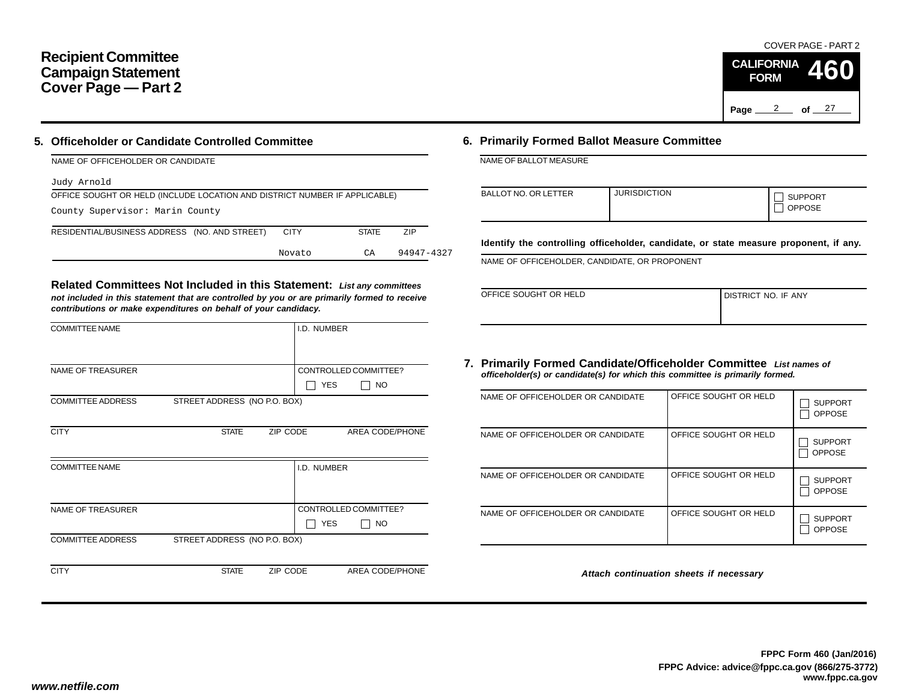# Recipient Committee Campaign Statement Cover Page — Part 2

COVER PAGE - PART 2

**CALIFORNIA FORM 460**

Page 2 of 27

## 5. Officeholder or Candidate Controlled Committee

NAME OF OFFICEHOLDER OR CANDIDATE

Judy Arnold

OFFICE SOUGHT OR HELD (INCLUDE LOCATION AND DISTRICT NUMBER IF APPLICABLE)

County Supervisor: Marin County

| RESIDENTIAL/BUSINESS ADDRESS (NO. AND STREET) | CITY | STATE | ZIP |
|---|---|---|---|
| | Novato | CA | 94947-4327 |

### Related Committees Not Included in this Statement:

*List any committees not included in this statement that are controlled by you or are primarily formed to receive contributions or make expenditures on behalf of your candidacy.*

| COMMITTEE NAME | | | I.D. NUMBER |
|---|---|---|---|
| NAME OF TREASURER | | | CONTROLLED COMMITTEE? ☐ YES ☐ NO |
| COMMITTEE ADDRESS | STREET ADDRESS (NO P.O. BOX) | | |
| CITY | STATE | ZIP CODE | AREA CODE/PHONE |

| COMMITTEE NAME | | | I.D. NUMBER |
|---|---|---|---|
| NAME OF TREASURER | | | CONTROLLED COMMITTEE? ☐ YES ☐ NO |
| COMMITTEE ADDRESS | STREET ADDRESS (NO P.O. BOX) | | |
| CITY | STATE | ZIP CODE | AREA CODE/PHONE |

## 6. Primarily Formed Ballot Measure Committee

NAME OF BALLOT MEASURE

| BALLOT NO. OR LETTER | JURISDICTION | ☐ SUPPORT ☐ OPPOSE |
|---|---|---|
| | | |

**Identify the controlling officeholder, candidate, or state measure proponent, if any.**

NAME OF OFFICEHOLDER, CANDIDATE, OR PROPONENT

| OFFICE SOUGHT OR HELD | DISTRICT NO. IF ANY |
|---|---|
| | |

## 7. Primarily Formed Candidate/Officeholder Committee

*List names of officeholder(s) or candidate(s) for which this committee is primarily formed.*

| NAME OF OFFICEHOLDER OR CANDIDATE | OFFICE SOUGHT OR HELD | ☐ SUPPORT ☐ OPPOSE |
|---|---|---|
| NAME OF OFFICEHOLDER OR CANDIDATE | OFFICE SOUGHT OR HELD | ☐ SUPPORT ☐ OPPOSE |
| NAME OF OFFICEHOLDER OR CANDIDATE | OFFICE SOUGHT OR HELD | ☐ SUPPORT ☐ OPPOSE |
| NAME OF OFFICEHOLDER OR CANDIDATE | OFFICE SOUGHT OR HELD | ☐ SUPPORT ☐ OPPOSE |

*Attach continuation sheets if necessary*

**FPPC Form 460 (Jan/2016)**
**FPPC Advice: advice@fppc.ca.gov (866/275-3772)**
**www.fppc.ca.gov**

*www.netfile.com*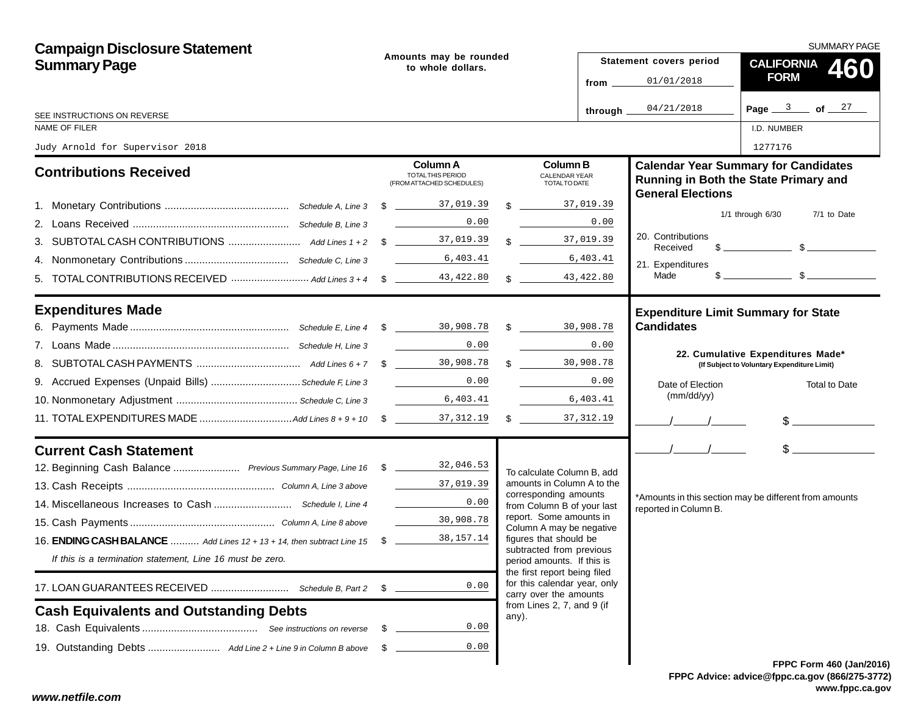# Campaign Disclosure Statement Summary Page

SUMMARY PAGE

**CALIFORNIA FORM 460**

Amounts may be rounded to whole dollars.

**Statement covers period**

from 01/01/2018

through 04/21/2018

SEE INSTRUCTIONS ON REVERSE

| NAME OF FILER | I.D. NUMBER |
| --- | --- |
| Judy Arnold for Supervisor 2018 | 1277176 |

## Contributions Received

| | | Column A TOTAL THIS PERIOD (FROM ATTACHED SCHEDULES) | Column B CALENDAR YEAR TOTAL TO DATE |
| --- | --- | --- | --- |
| 1. Monetary Contributions | Schedule A, Line 3 | $ 37,019.39 | $ 37,019.39 |
| 2. Loans Received | Schedule B, Line 3 | 0.00 | 0.00 |
| 3. SUBTOTAL CASH CONTRIBUTIONS | Add Lines 1 + 2 | $ 37,019.39 | $ 37,019.39 |
| 4. Nonmonetary Contributions | Schedule C, Line 3 | 6,403.41 | 6,403.41 |
| 5. TOTAL CONTRIBUTIONS RECEIVED | Add Lines 3 + 4 | $ 43,422.80 | $ 43,422.80 |

## Expenditures Made

| | | Column A | Column B |
| --- | --- | --- | --- |
| 6. Payments Made | Schedule E, Line 4 | $ 30,908.78 | $ 30,908.78 |
| 7. Loans Made | Schedule H, Line 3 | 0.00 | 0.00 |
| 8. SUBTOTAL CASH PAYMENTS | Add Lines 6 + 7 | $ 30,908.78 | $ 30,908.78 |
| 9. Accrued Expenses (Unpaid Bills) | Schedule F, Line 3 | 0.00 | 0.00 |
| 10. Nonmonetary Adjustment | Schedule C, Line 3 | 6,403.41 | 6,403.41 |
| 11. TOTAL EXPENDITURES MADE | Add Lines 8 + 9 + 10 | $ 37,312.19 | $ 37,312.19 |

## Current Cash Statement

| | | |
| --- | --- | --- |
| 12. Beginning Cash Balance | Previous Summary Page, Line 16 | $ 32,046.53 |
| 13. Cash Receipts | Column A, Line 3 above | 37,019.39 |
| 14. Miscellaneous Increases to Cash | Schedule I, Line 4 | 0.00 |
| 15. Cash Payments | Column A, Line 8 above | 30,908.78 |
| 16. **ENDING CASH BALANCE** | Add Lines 12 + 13 + 14, then subtract Line 15 | $ 38,157.14 |

*If this is a termination statement, Line 16 must be zero.*

| | | |
| --- | --- | --- |
| 17. LOAN GUARANTEES RECEIVED | Schedule B, Part 2 | $ 0.00 |

## Cash Equivalents and Outstanding Debts

| | | |
| --- | --- | --- |
| 18. Cash Equivalents | See instructions on reverse | $ 0.00 |
| 19. Outstanding Debts | Add Line 2 + Line 9 in Column B above | $ 0.00 |

To calculate Column B, add amounts in Column A to the corresponding amounts from Column B of your last report. Some amounts in Column A may be negative figures that should be subtracted from previous period amounts. If this is the first report being filed for this calendar year, only carry over the amounts from Lines 2, 7, and 9 (if any).

## Calendar Year Summary for Candidates Running in Both the State Primary and General Elections

| | 1/1 through 6/30 | 7/1 to Date |
| --- | --- | --- |
| 20. Contributions Received | $ | $ |
| 21. Expenditures Made | $ | $ |

## Expenditure Limit Summary for State Candidates

**22. Cumulative Expenditures Made\***
**(If Subject to Voluntary Expenditure Limit)**

| Date of Election (mm/dd/yy) | Total to Date |
| --- | --- |
| ___/___/___ | $ |
| ___/___/___ | $ |

*Amounts in this section may be different from amounts reported in Column B.

FPPC Form 460 (Jan/2016)
FPPC Advice: advice@fppc.ca.gov (866/275-3772)
www.fppc.ca.gov

www.netfile.com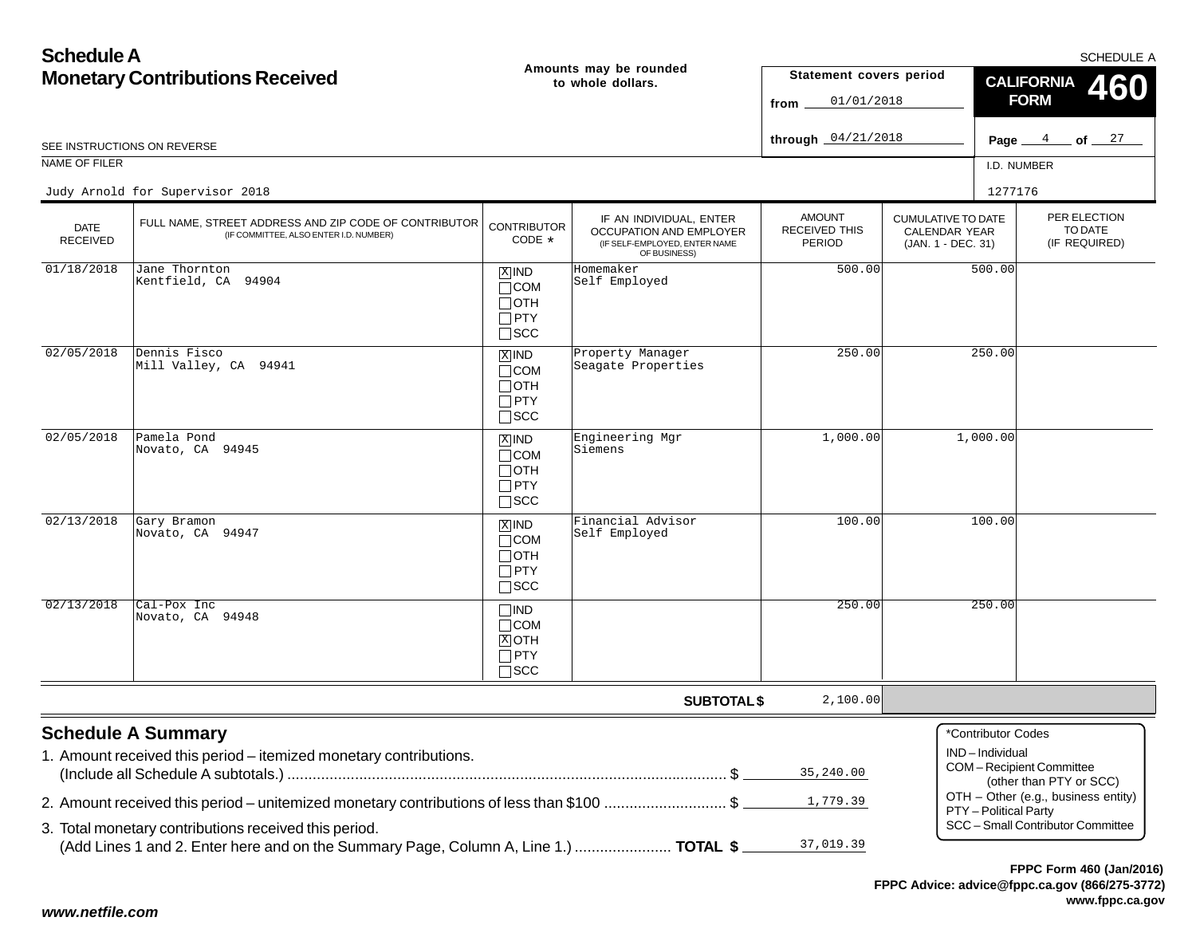# Schedule A
## Monetary Contributions Received

SCHEDULE A

Amounts may be rounded to whole dollars.

Statement covers period
from 01/01/2018
through 04/21/2018

**CALIFORNIA FORM 460**

SEE INSTRUCTIONS ON REVERSE

NAME OF FILER: Judy Arnold for Supervisor 2018

I.D. NUMBER: 1277176

| DATE RECEIVED | FULL NAME, STREET ADDRESS AND ZIP CODE OF CONTRIBUTOR (IF COMMITTEE, ALSO ENTER I.D. NUMBER) | CONTRIBUTOR CODE * | IF AN INDIVIDUAL, ENTER OCCUPATION AND EMPLOYER (IF SELF-EMPLOYED, ENTER NAME OF BUSINESS) | AMOUNT RECEIVED THIS PERIOD | CUMULATIVE TO DATE CALENDAR YEAR (JAN. 1 - DEC. 31) | PER ELECTION TO DATE (IF REQUIRED) |
|---|---|---|---|---|---|---|
| 01/18/2018 | Jane Thornton<br>Kentfield, CA 94904 | [X] IND<br>[ ] COM<br>[ ] OTH<br>[ ] PTY<br>[ ] SCC | Homemaker<br>Self Employed | 500.00 | 500.00 | |
| 02/05/2018 | Dennis Fisco<br>Mill Valley, CA 94941 | [X] IND<br>[ ] COM<br>[ ] OTH<br>[ ] PTY<br>[ ] SCC | Property Manager<br>Seagate Properties | 250.00 | 250.00 | |
| 02/05/2018 | Pamela Pond<br>Novato, CA 94945 | [X] IND<br>[ ] COM<br>[ ] OTH<br>[ ] PTY<br>[ ] SCC | Engineering Mgr<br>Siemens | 1,000.00 | 1,000.00 | |
| 02/13/2018 | Gary Bramon<br>Novato, CA 94947 | [X] IND<br>[ ] COM<br>[ ] OTH<br>[ ] PTY<br>[ ] SCC | Financial Advisor<br>Self Employed | 100.00 | 100.00 | |
| 02/13/2018 | Cal-Pox Inc<br>Novato, CA 94948 | [ ] IND<br>[ ] COM<br>[X] OTH<br>[ ] PTY<br>[ ] SCC | | 250.00 | 250.00 | |
| | | | **SUBTOTAL $** | 2,100.00 | | |

## Schedule A Summary

1. Amount received this period – itemized monetary contributions. (Include all Schedule A subtotals.) .................... $ 35,240.00
2. Amount received this period – unitemized monetary contributions of less than $100 .................... $ 1,779.39
3. Total monetary contributions received this period. (Add Lines 1 and 2. Enter here and on the Summary Page, Column A, Line 1.) .................... **TOTAL $** 37,019.39

*Contributor Codes
IND – Individual
COM – Recipient Committee (other than PTY or SCC)
OTH – Other (e.g., business entity)
PTY – Political Party
SCC – Small Contributor Committee

**FPPC Form 460 (Jan/2016)**
**FPPC Advice: advice@fppc.ca.gov (866/275-3772)**
**www.fppc.ca.gov**

***www.netfile.com***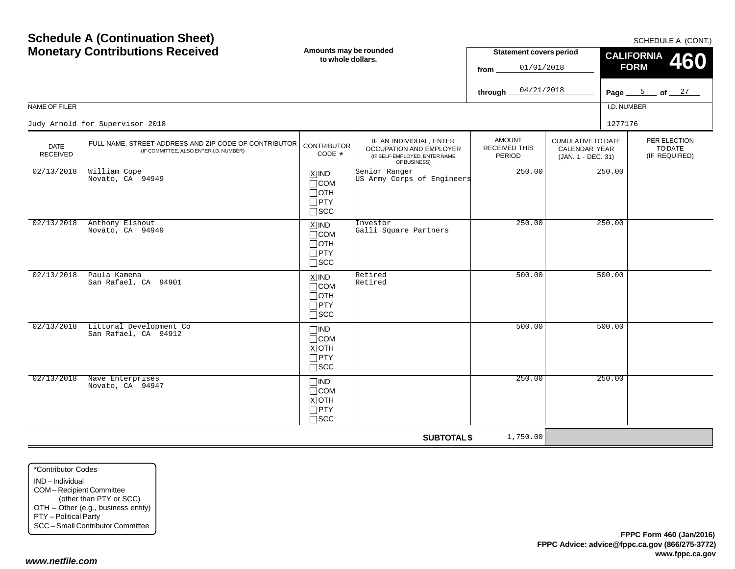# Schedule A (Continuation Sheet)
# Monetary Contributions Received

SCHEDULE A (CONT.)

**Amounts may be rounded to whole dollars.**

**Statement covers period**
from 01/01/2018
through 04/21/2018

**CALIFORNIA FORM 460**

Page 5 of 27

NAME OF FILER: Judy Arnold for Supervisor 2018

I.D. NUMBER: 1277176

| DATE RECEIVED | FULL NAME, STREET ADDRESS AND ZIP CODE OF CONTRIBUTOR (IF COMMITTEE, ALSO ENTER I.D. NUMBER) | CONTRIBUTOR CODE * | IF AN INDIVIDUAL, ENTER OCCUPATION AND EMPLOYER (IF SELF-EMPLOYED, ENTER NAME OF BUSINESS) | AMOUNT RECEIVED THIS PERIOD | CUMULATIVE TO DATE CALENDAR YEAR (JAN. 1 - DEC. 31) | PER ELECTION TO DATE (IF REQUIRED) |
|---|---|---|---|---|---|---|
| 02/13/2018 | William Cope<br>Novato, CA 94949 | [X] IND<br>[ ] COM<br>[ ] OTH<br>[ ] PTY<br>[ ] SCC | Senior Ranger<br>US Army Corps of Engineers | 250.00 | 250.00 | |
| 02/13/2018 | Anthony Elshout<br>Novato, CA 94949 | [X] IND<br>[ ] COM<br>[ ] OTH<br>[ ] PTY<br>[ ] SCC | Investor<br>Galli Square Partners | 250.00 | 250.00 | |
| 02/13/2018 | Paula Kamena<br>San Rafael, CA 94901 | [X] IND<br>[ ] COM<br>[ ] OTH<br>[ ] PTY<br>[ ] SCC | Retired<br>Retired | 500.00 | 500.00 | |
| 02/13/2018 | Littoral Development Co<br>San Rafael, CA 94912 | [ ] IND<br>[ ] COM<br>[X] OTH<br>[ ] PTY<br>[ ] SCC | | 500.00 | 500.00 | |
| 02/13/2018 | Nave Enterprises<br>Novato, CA 94947 | [ ] IND<br>[ ] COM<br>[X] OTH<br>[ ] PTY<br>[ ] SCC | | 250.00 | 250.00 | |
| | | | **SUBTOTAL $** | 1,750.00 | | |

*Contributor Codes
IND – Individual
COM – Recipient Committee (other than PTY or SCC)
OTH – Other (e.g., business entity)
PTY – Political Party
SCC – Small Contributor Committee

**FPPC Form 460 (Jan/2016)**
**FPPC Advice: advice@fppc.ca.gov (866/275-3772)**
**www.fppc.ca.gov**

***www.netfile.com***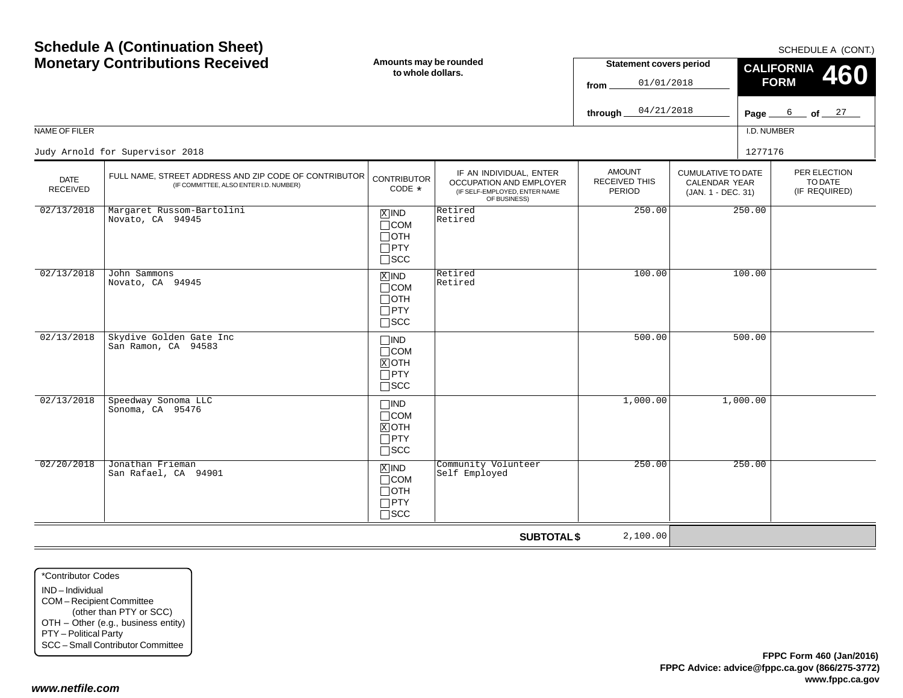# Schedule A (Continuation Sheet)
# Monetary Contributions Received

SCHEDULE A (CONT.)

**Amounts may be rounded to whole dollars.**

**Statement covers period**
from 01/01/2018
through 04/21/2018

**CALIFORNIA FORM 460**

Page 6 of 27

NAME OF FILER: Judy Arnold for Supervisor 2018

I.D. NUMBER: 1277176

| DATE RECEIVED | FULL NAME, STREET ADDRESS AND ZIP CODE OF CONTRIBUTOR (IF COMMITTEE, ALSO ENTER I.D. NUMBER) | CONTRIBUTOR CODE * | IF AN INDIVIDUAL, ENTER OCCUPATION AND EMPLOYER (IF SELF-EMPLOYED, ENTER NAME OF BUSINESS) | AMOUNT RECEIVED THIS PERIOD | CUMULATIVE TO DATE CALENDAR YEAR (JAN. 1 - DEC. 31) | PER ELECTION TO DATE (IF REQUIRED) |
|---|---|---|---|---|---|---|
| 02/13/2018 | Margaret Russom-Bartolini<br>Novato, CA 94945 | [X] IND<br>[ ] COM<br>[ ] OTH<br>[ ] PTY<br>[ ] SCC | Retired<br>Retired | 250.00 | 250.00 | |
| 02/13/2018 | John Sammons<br>Novato, CA 94945 | [X] IND<br>[ ] COM<br>[ ] OTH<br>[ ] PTY<br>[ ] SCC | Retired<br>Retired | 100.00 | 100.00 | |
| 02/13/2018 | Skydive Golden Gate Inc<br>San Ramon, CA 94583 | [ ] IND<br>[ ] COM<br>[X] OTH<br>[ ] PTY<br>[ ] SCC | | 500.00 | 500.00 | |
| 02/13/2018 | Speedway Sonoma LLC<br>Sonoma, CA 95476 | [ ] IND<br>[ ] COM<br>[X] OTH<br>[ ] PTY<br>[ ] SCC | | 1,000.00 | 1,000.00 | |
| 02/20/2018 | Jonathan Frieman<br>San Rafael, CA 94901 | [X] IND<br>[ ] COM<br>[ ] OTH<br>[ ] PTY<br>[ ] SCC | Community Volunteer<br>Self Employed | 250.00 | 250.00 | |
| | | | **SUBTOTAL $** | 2,100.00 | | |

*Contributor Codes
IND – Individual
COM – Recipient Committee (other than PTY or SCC)
OTH – Other (e.g., business entity)
PTY – Political Party
SCC – Small Contributor Committee

**FPPC Form 460 (Jan/2016)**
**FPPC Advice: advice@fppc.ca.gov (866/275-3772)**
**www.fppc.ca.gov**

***www.netfile.com***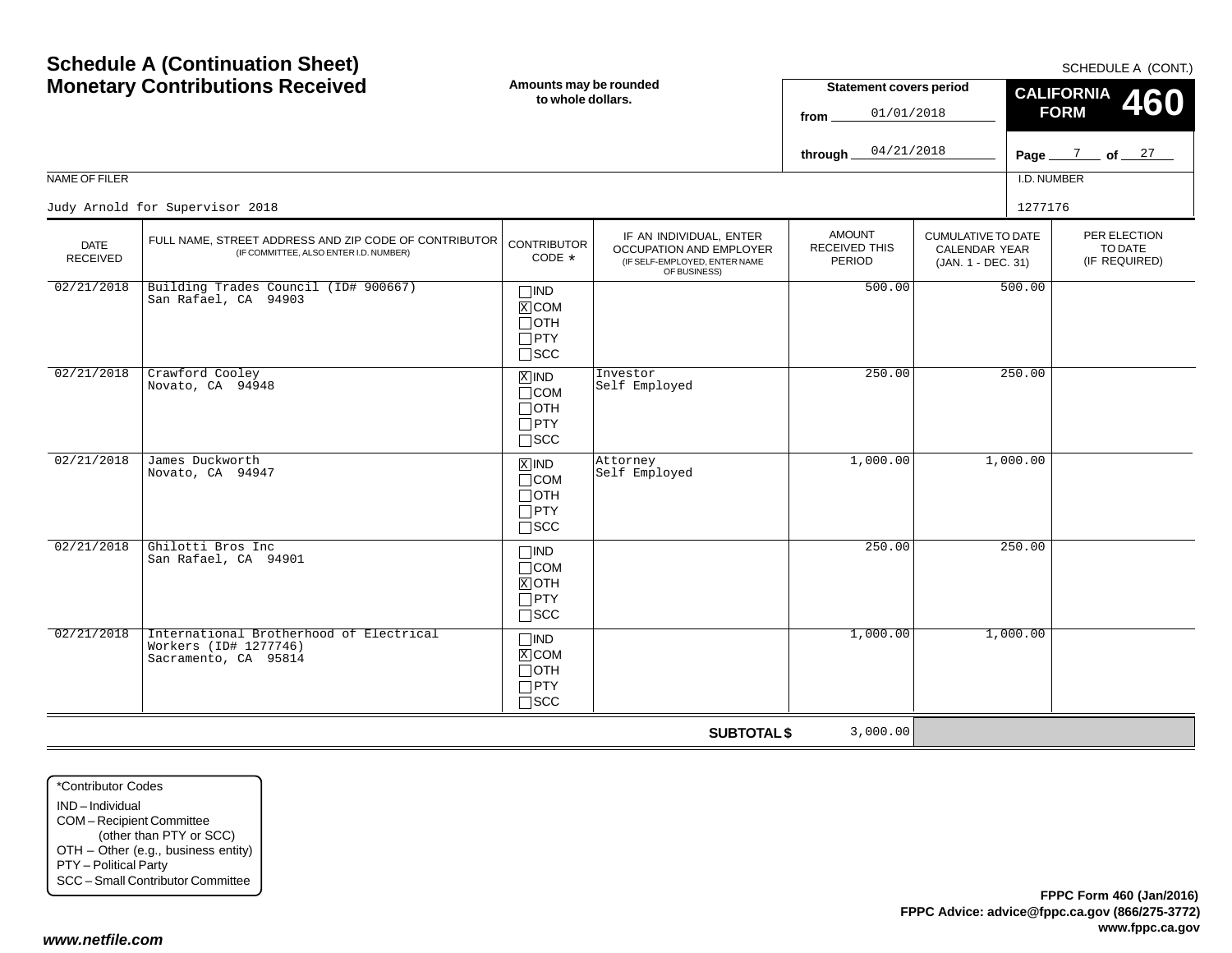# Schedule A (Continuation Sheet)
# Monetary Contributions Received

SCHEDULE A (CONT.)

**Amounts may be rounded to whole dollars.**

**Statement covers period**
from 01/01/2018
through 04/21/2018

**CALIFORNIA FORM 460**

NAME OF FILER: Judy Arnold for Supervisor 2018

I.D. NUMBER: 1277176

| DATE RECEIVED | FULL NAME, STREET ADDRESS AND ZIP CODE OF CONTRIBUTOR (IF COMMITTEE, ALSO ENTER I.D. NUMBER) | CONTRIBUTOR CODE * | IF AN INDIVIDUAL, ENTER OCCUPATION AND EMPLOYER (IF SELF-EMPLOYED, ENTER NAME OF BUSINESS) | AMOUNT RECEIVED THIS PERIOD | CUMULATIVE TO DATE CALENDAR YEAR (JAN. 1 - DEC. 31) | PER ELECTION TO DATE (IF REQUIRED) |
|---|---|---|---|---|---|---|
| 02/21/2018 | Building Trades Council (ID# 900667)<br>San Rafael, CA 94903 | COM | | 500.00 | 500.00 | |
| 02/21/2018 | Crawford Cooley<br>Novato, CA 94948 | IND | Investor<br>Self Employed | 250.00 | 250.00 | |
| 02/21/2018 | James Duckworth<br>Novato, CA 94947 | IND | Attorney<br>Self Employed | 1,000.00 | 1,000.00 | |
| 02/21/2018 | Ghilotti Bros Inc<br>San Rafael, CA 94901 | OTH | | 250.00 | 250.00 | |
| 02/21/2018 | International Brotherhood of Electrical Workers (ID# 1277746)<br>Sacramento, CA 95814 | COM | | 1,000.00 | 1,000.00 | |
| | | | **SUBTOTAL $** | 3,000.00 | | |

*Contributor Codes
IND – Individual
COM – Recipient Committee (other than PTY or SCC)
OTH – Other (e.g., business entity)
PTY – Political Party
SCC – Small Contributor Committee

**FPPC Form 460 (Jan/2016)**
**FPPC Advice: advice@fppc.ca.gov (866/275-3772)**
**www.fppc.ca.gov**

***www.netfile.com***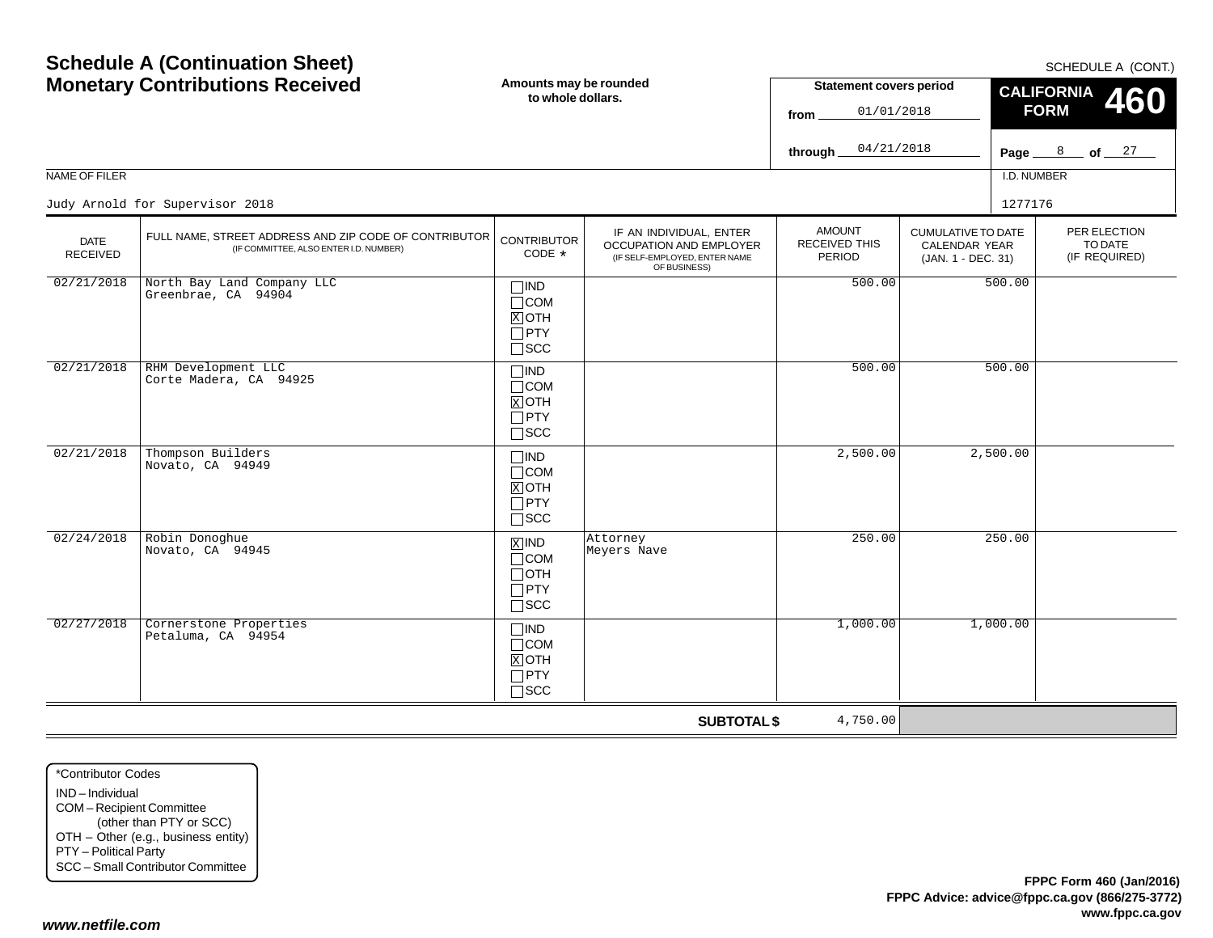# Schedule A (Continuation Sheet)
# Monetary Contributions Received

SCHEDULE A (CONT.)

**Amounts may be rounded to whole dollars.**

**Statement covers period**

from 01/01/2018

through 04/21/2018

**CALIFORNIA FORM 460**

NAME OF FILER

Judy Arnold for Supervisor 2018

I.D. NUMBER

1277176

| DATE RECEIVED | FULL NAME, STREET ADDRESS AND ZIP CODE OF CONTRIBUTOR (IF COMMITTEE, ALSO ENTER I.D. NUMBER) | CONTRIBUTOR CODE * | IF AN INDIVIDUAL, ENTER OCCUPATION AND EMPLOYER (IF SELF-EMPLOYED, ENTER NAME OF BUSINESS) | AMOUNT RECEIVED THIS PERIOD | CUMULATIVE TO DATE CALENDAR YEAR (JAN. 1 - DEC. 31) | PER ELECTION TO DATE (IF REQUIRED) |
|---|---|---|---|---|---|---|
| 02/21/2018 | North Bay Land Company LLC<br>Greenbrae, CA 94904 | [ ] IND<br>[ ] COM<br>[X] OTH<br>[ ] PTY<br>[ ] SCC | | 500.00 | 500.00 | |
| 02/21/2018 | RHM Development LLC<br>Corte Madera, CA 94925 | [ ] IND<br>[ ] COM<br>[X] OTH<br>[ ] PTY<br>[ ] SCC | | 500.00 | 500.00 | |
| 02/21/2018 | Thompson Builders<br>Novato, CA 94949 | [ ] IND<br>[ ] COM<br>[X] OTH<br>[ ] PTY<br>[ ] SCC | | 2,500.00 | 2,500.00 | |
| 02/24/2018 | Robin Donoghue<br>Novato, CA 94945 | [X] IND<br>[ ] COM<br>[ ] OTH<br>[ ] PTY<br>[ ] SCC | Attorney<br>Meyers Nave | 250.00 | 250.00 | |
| 02/27/2018 | Cornerstone Properties<br>Petaluma, CA 94954 | [ ] IND<br>[ ] COM<br>[X] OTH<br>[ ] PTY<br>[ ] SCC | | 1,000.00 | 1,000.00 | |
| | | | **SUBTOTAL $** | 4,750.00 | | |

*Contributor Codes

IND – Individual
COM – Recipient Committee (other than PTY or SCC)
OTH – Other (e.g., business entity)
PTY – Political Party
SCC – Small Contributor Committee

**FPPC Form 460 (Jan/2016)**
**FPPC Advice: advice@fppc.ca.gov (866/275-3772)**
**www.fppc.ca.gov**

***www.netfile.com***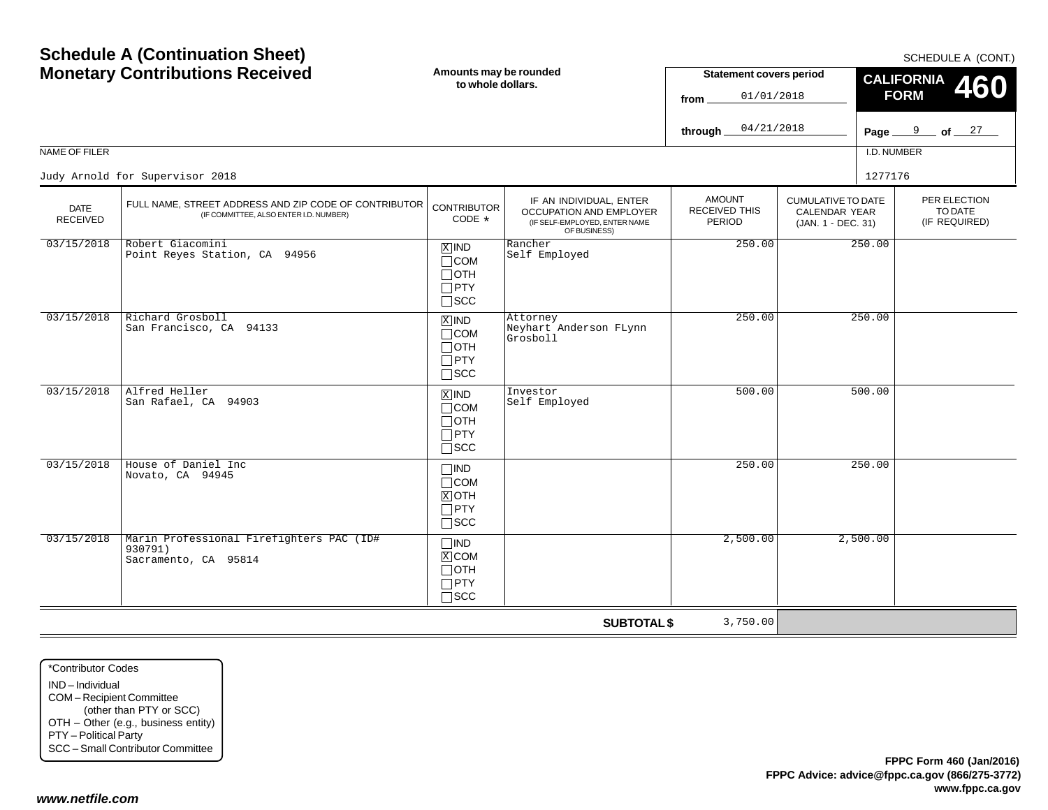# Schedule A (Continuation Sheet)
# Monetary Contributions Received

SCHEDULE A (CONT.)

**Amounts may be rounded to whole dollars.**

**Statement covers period**
from 01/01/2018
through 04/21/2018

**CALIFORNIA FORM 460**

NAME OF FILER
Judy Arnold for Supervisor 2018

I.D. NUMBER
1277176

| DATE RECEIVED | FULL NAME, STREET ADDRESS AND ZIP CODE OF CONTRIBUTOR (IF COMMITTEE, ALSO ENTER I.D. NUMBER) | CONTRIBUTOR CODE * | IF AN INDIVIDUAL, ENTER OCCUPATION AND EMPLOYER (IF SELF-EMPLOYED, ENTER NAME OF BUSINESS) | AMOUNT RECEIVED THIS PERIOD | CUMULATIVE TO DATE CALENDAR YEAR (JAN. 1 - DEC. 31) | PER ELECTION TO DATE (IF REQUIRED) |
|---|---|---|---|---|---|---|
| 03/15/2018 | Robert Giacomini<br>Point Reyes Station, CA 94956 | [X] IND<br>[ ] COM<br>[ ] OTH<br>[ ] PTY<br>[ ] SCC | Rancher<br>Self Employed | 250.00 | 250.00 | |
| 03/15/2018 | Richard Grosboll<br>San Francisco, CA 94133 | [X] IND<br>[ ] COM<br>[ ] OTH<br>[ ] PTY<br>[ ] SCC | Attorney<br>Neyhart Anderson FLynn Grosboll | 250.00 | 250.00 | |
| 03/15/2018 | Alfred Heller<br>San Rafael, CA 94903 | [X] IND<br>[ ] COM<br>[ ] OTH<br>[ ] PTY<br>[ ] SCC | Investor<br>Self Employed | 500.00 | 500.00 | |
| 03/15/2018 | House of Daniel Inc<br>Novato, CA 94945 | [ ] IND<br>[ ] COM<br>[X] OTH<br>[ ] PTY<br>[ ] SCC | | 250.00 | 250.00 | |
| 03/15/2018 | Marin Professional Firefighters PAC (ID# 930791)<br>Sacramento, CA 95814 | [ ] IND<br>[X] COM<br>[ ] OTH<br>[ ] PTY<br>[ ] SCC | | 2,500.00 | 2,500.00 | |
| | | | **SUBTOTAL $** | 3,750.00 | | |

*Contributor Codes
- IND – Individual
- COM – Recipient Committee (other than PTY or SCC)
- OTH – Other (e.g., business entity)
- PTY – Political Party
- SCC – Small Contributor Committee

**FPPC Form 460 (Jan/2016)**
**FPPC Advice: advice@fppc.ca.gov (866/275-3772)**
**www.fppc.ca.gov**

***www.netfile.com***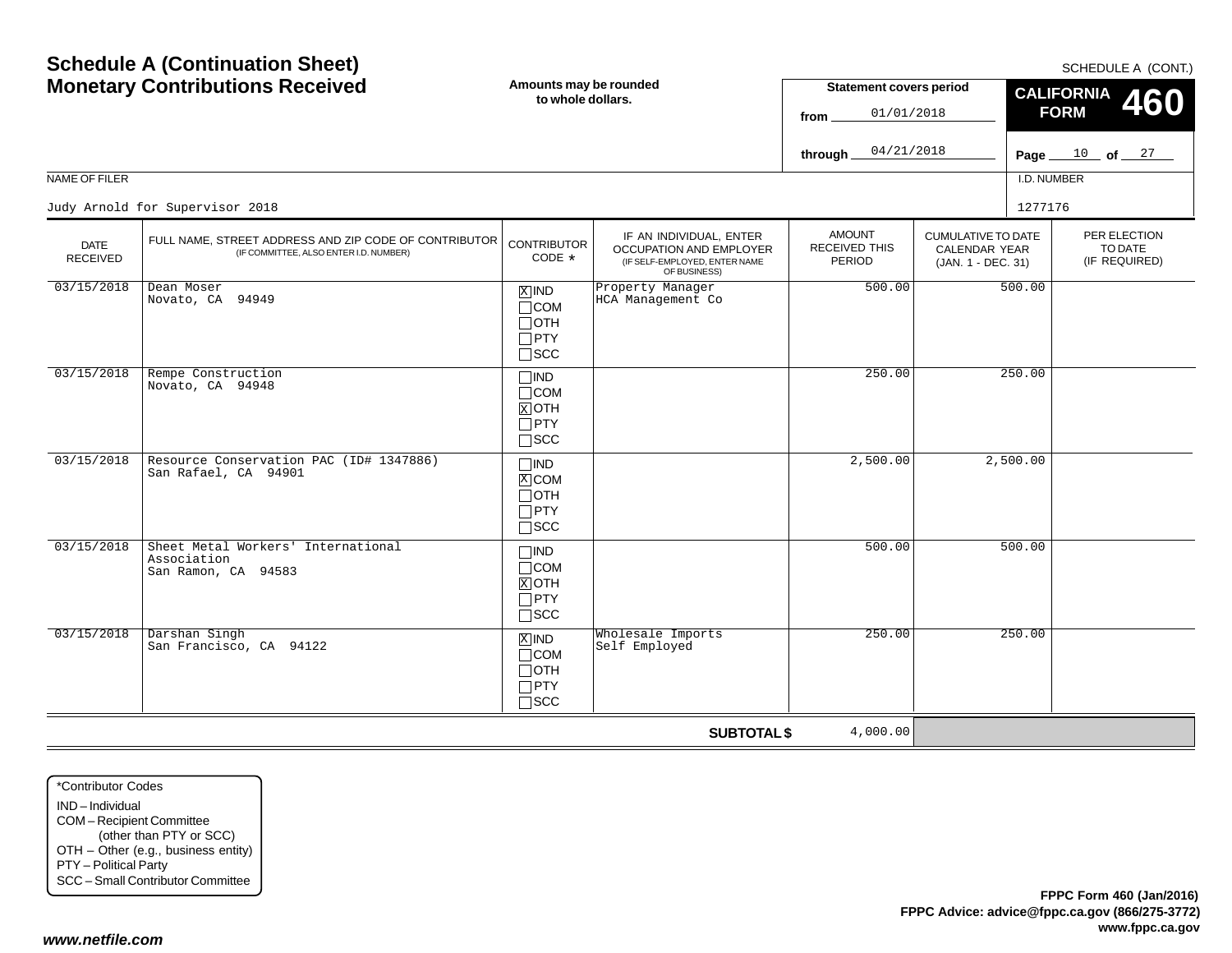# Schedule A (Continuation Sheet)
# Monetary Contributions Received

SCHEDULE A (CONT.)

**Amounts may be rounded to whole dollars.**

**Statement covers period**

from 01/01/2018

through 04/21/2018

**CALIFORNIA FORM 460**

Page 10 of 27

NAME OF FILER

Judy Arnold for Supervisor 2018

I.D. NUMBER

1277176

| DATE RECEIVED | FULL NAME, STREET ADDRESS AND ZIP CODE OF CONTRIBUTOR (IF COMMITTEE, ALSO ENTER I.D. NUMBER) | CONTRIBUTOR CODE * | IF AN INDIVIDUAL, ENTER OCCUPATION AND EMPLOYER (IF SELF-EMPLOYED, ENTER NAME OF BUSINESS) | AMOUNT RECEIVED THIS PERIOD | CUMULATIVE TO DATE CALENDAR YEAR (JAN. 1 - DEC. 31) | PER ELECTION TO DATE (IF REQUIRED) |
|---|---|---|---|---|---|---|
| 03/15/2018 | Dean Moser<br>Novato, CA 94949 | [X] IND<br>[ ] COM<br>[ ] OTH<br>[ ] PTY<br>[ ] SCC | Property Manager<br>HCA Management Co | 500.00 | 500.00 | |
| 03/15/2018 | Rempe Construction<br>Novato, CA 94948 | [ ] IND<br>[ ] COM<br>[X] OTH<br>[ ] PTY<br>[ ] SCC | | 250.00 | 250.00 | |
| 03/15/2018 | Resource Conservation PAC (ID# 1347886)<br>San Rafael, CA 94901 | [ ] IND<br>[X] COM<br>[ ] OTH<br>[ ] PTY<br>[ ] SCC | | 2,500.00 | 2,500.00 | |
| 03/15/2018 | Sheet Metal Workers' International Association<br>San Ramon, CA 94583 | [ ] IND<br>[ ] COM<br>[X] OTH<br>[ ] PTY<br>[ ] SCC | | 500.00 | 500.00 | |
| 03/15/2018 | Darshan Singh<br>San Francisco, CA 94122 | [X] IND<br>[ ] COM<br>[ ] OTH<br>[ ] PTY<br>[ ] SCC | Wholesale Imports<br>Self Employed | 250.00 | 250.00 | |
| | | | **SUBTOTAL $** | 4,000.00 | | |

*Contributor Codes

- IND – Individual
- COM – Recipient Committee (other than PTY or SCC)
- OTH – Other (e.g., business entity)
- PTY – Political Party
- SCC – Small Contributor Committee

**FPPC Form 460 (Jan/2016)**
**FPPC Advice: advice@fppc.ca.gov (866/275-3772)**
**www.fppc.ca.gov**

***www.netfile.com***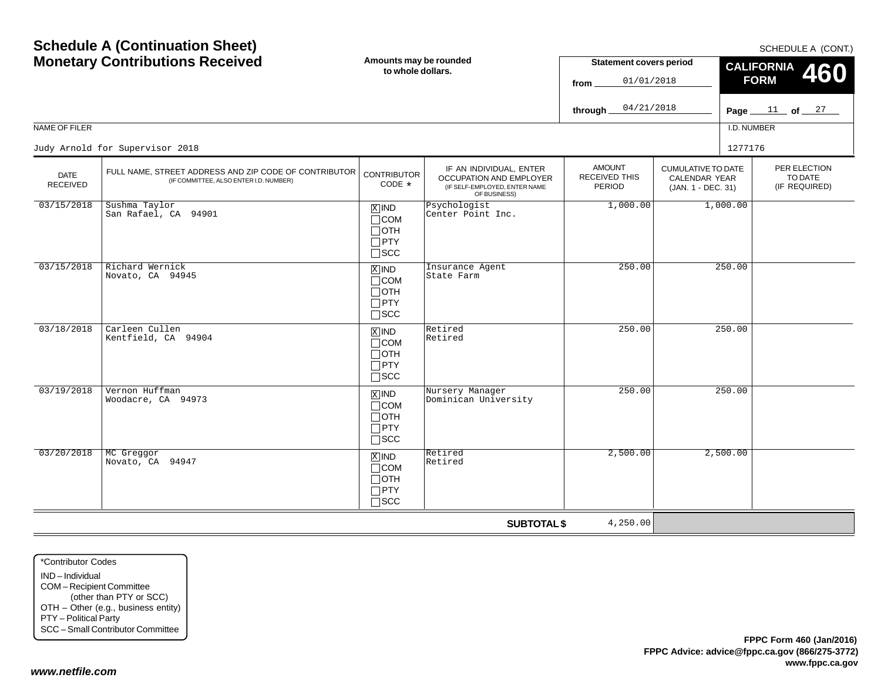# Schedule A (Continuation Sheet)
## Monetary Contributions Received

SCHEDULE A (CONT.)

**Amounts may be rounded to whole dollars.**

**Statement covers period**
from 01/01/2018
through 04/21/2018

**CALIFORNIA FORM 460**

NAME OF FILER: Judy Arnold for Supervisor 2018

I.D. NUMBER: 1277176

| DATE RECEIVED | FULL NAME, STREET ADDRESS AND ZIP CODE OF CONTRIBUTOR (IF COMMITTEE, ALSO ENTER I.D. NUMBER) | CONTRIBUTOR CODE * | IF AN INDIVIDUAL, ENTER OCCUPATION AND EMPLOYER (IF SELF-EMPLOYED, ENTER NAME OF BUSINESS) | AMOUNT RECEIVED THIS PERIOD | CUMULATIVE TO DATE CALENDAR YEAR (JAN. 1 - DEC. 31) | PER ELECTION TO DATE (IF REQUIRED) |
|---|---|---|---|---|---|---|
| 03/15/2018 | Sushma Taylor<br>San Rafael, CA 94901 | [X] IND<br>[ ] COM<br>[ ] OTH<br>[ ] PTY<br>[ ] SCC | Psychologist<br>Center Point Inc. | 1,000.00 | 1,000.00 | |
| 03/15/2018 | Richard Wernick<br>Novato, CA 94945 | [X] IND<br>[ ] COM<br>[ ] OTH<br>[ ] PTY<br>[ ] SCC | Insurance Agent<br>State Farm | 250.00 | 250.00 | |
| 03/18/2018 | Carleen Cullen<br>Kentfield, CA 94904 | [X] IND<br>[ ] COM<br>[ ] OTH<br>[ ] PTY<br>[ ] SCC | Retired<br>Retired | 250.00 | 250.00 | |
| 03/19/2018 | Vernon Huffman<br>Woodacre, CA 94973 | [X] IND<br>[ ] COM<br>[ ] OTH<br>[ ] PTY<br>[ ] SCC | Nursery Manager<br>Dominican University | 250.00 | 250.00 | |
| 03/20/2018 | MC Greggor<br>Novato, CA 94947 | [X] IND<br>[ ] COM<br>[ ] OTH<br>[ ] PTY<br>[ ] SCC | Retired<br>Retired | 2,500.00 | 2,500.00 | |
| | | | **SUBTOTAL $** | 4,250.00 | | |

*Contributor Codes
- IND – Individual
- COM – Recipient Committee (other than PTY or SCC)
- OTH – Other (e.g., business entity)
- PTY – Political Party
- SCC – Small Contributor Committee

**FPPC Form 460 (Jan/2016)**
**FPPC Advice: advice@fppc.ca.gov (866/275-3772)**
**www.fppc.ca.gov**

***www.netfile.com***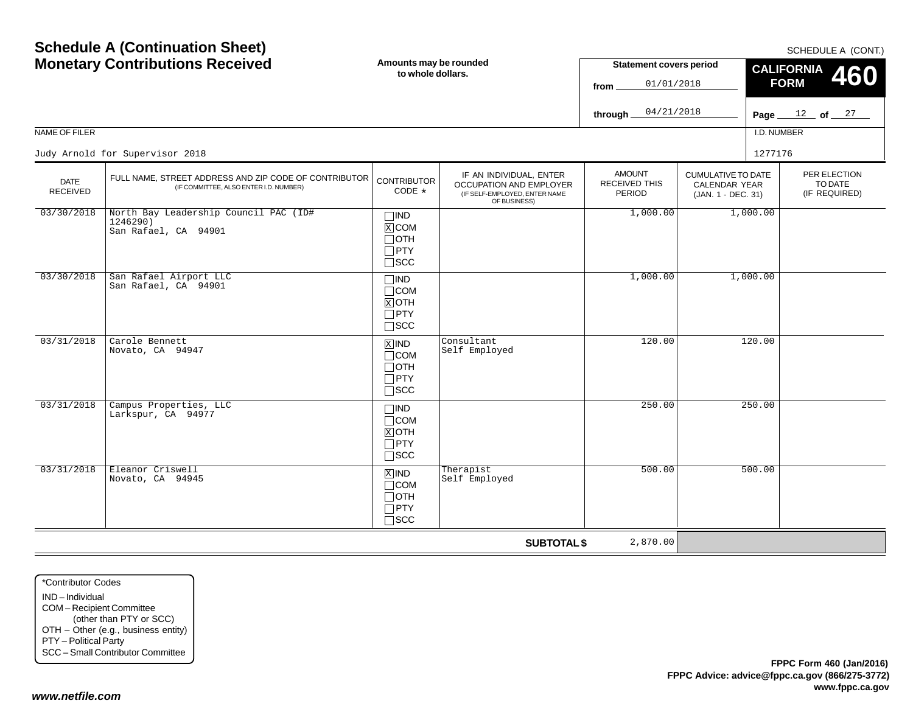# Schedule A (Continuation Sheet)
# Monetary Contributions Received

SCHEDULE A (CONT.)

**Amounts may be rounded to whole dollars.**

**Statement covers period**
from 01/01/2018
through 04/21/2018

**CALIFORNIA FORM 460**

NAME OF FILER: Judy Arnold for Supervisor 2018

I.D. NUMBER: 1277176

| DATE RECEIVED | FULL NAME, STREET ADDRESS AND ZIP CODE OF CONTRIBUTOR (IF COMMITTEE, ALSO ENTER I.D. NUMBER) | CONTRIBUTOR CODE * | IF AN INDIVIDUAL, ENTER OCCUPATION AND EMPLOYER (IF SELF-EMPLOYED, ENTER NAME OF BUSINESS) | AMOUNT RECEIVED THIS PERIOD | CUMULATIVE TO DATE CALENDAR YEAR (JAN. 1 - DEC. 31) | PER ELECTION TO DATE (IF REQUIRED) |
|---|---|---|---|---|---|---|
| 03/30/2018 | North Bay Leadership Council PAC (ID# 1246290) San Rafael, CA 94901 | [X] COM | | 1,000.00 | 1,000.00 | |
| 03/30/2018 | San Rafael Airport LLC San Rafael, CA 94901 | [X] OTH | | 1,000.00 | 1,000.00 | |
| 03/31/2018 | Carole Bennett Novato, CA 94947 | [X] IND | Consultant Self Employed | 120.00 | 120.00 | |
| 03/31/2018 | Campus Properties, LLC Larkspur, CA 94977 | [X] OTH | | 250.00 | 250.00 | |
| 03/31/2018 | Eleanor Criswell Novato, CA 94945 | [X] IND | Therapist Self Employed | 500.00 | 500.00 | |
| | | | **SUBTOTAL $** | 2,870.00 | | |

*Contributor Codes
IND – Individual
COM – Recipient Committee (other than PTY or SCC)
OTH – Other (e.g., business entity)
PTY – Political Party
SCC – Small Contributor Committee

**FPPC Form 460 (Jan/2016)**
**FPPC Advice: advice@fppc.ca.gov (866/275-3772)**
**www.fppc.ca.gov**

***www.netfile.com***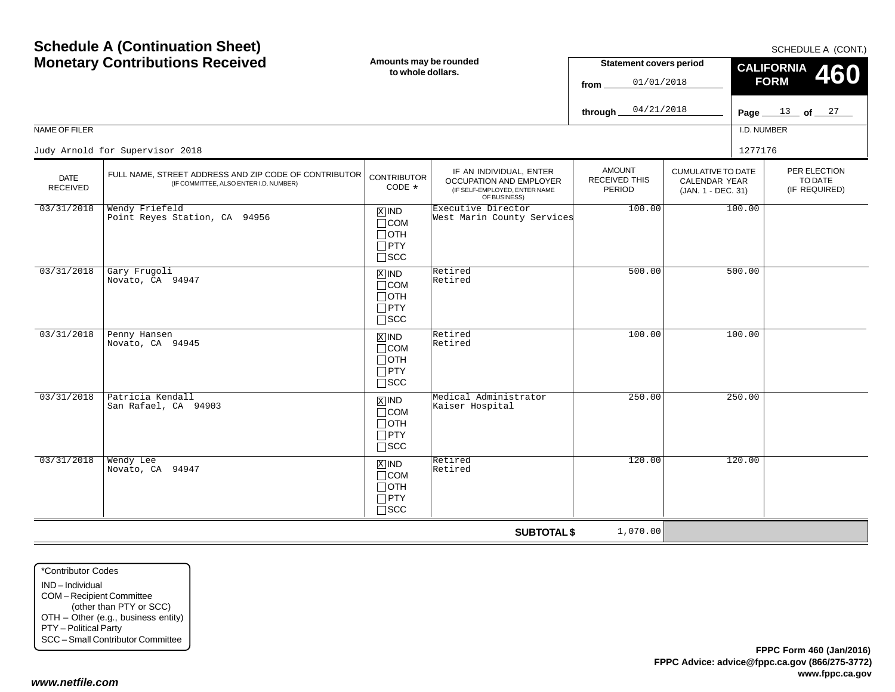# Schedule A (Continuation Sheet)
# Monetary Contributions Received

**Amounts may be rounded to whole dollars.**

SCHEDULE A (CONT.)

**CALIFORNIA FORM 460**

**Statement covers period**

from 01/01/2018

through 04/21/2018

NAME OF FILER

Judy Arnold for Supervisor 2018

I.D. NUMBER

1277176

| DATE RECEIVED | FULL NAME, STREET ADDRESS AND ZIP CODE OF CONTRIBUTOR (IF COMMITTEE, ALSO ENTER I.D. NUMBER) | CONTRIBUTOR CODE * | IF AN INDIVIDUAL, ENTER OCCUPATION AND EMPLOYER (IF SELF-EMPLOYED, ENTER NAME OF BUSINESS) | AMOUNT RECEIVED THIS PERIOD | CUMULATIVE TO DATE CALENDAR YEAR (JAN. 1 - DEC. 31) | PER ELECTION TO DATE (IF REQUIRED) |
|---|---|---|---|---|---|---|
| 03/31/2018 | Wendy Friefeld<br>Point Reyes Station, CA 94956 | [X] IND<br>[ ] COM<br>[ ] OTH<br>[ ] PTY<br>[ ] SCC | Executive Director<br>West Marin County Services | 100.00 | 100.00 | |
| 03/31/2018 | Gary Frugoli<br>Novato, CA 94947 | [X] IND<br>[ ] COM<br>[ ] OTH<br>[ ] PTY<br>[ ] SCC | Retired<br>Retired | 500.00 | 500.00 | |
| 03/31/2018 | Penny Hansen<br>Novato, CA 94945 | [X] IND<br>[ ] COM<br>[ ] OTH<br>[ ] PTY<br>[ ] SCC | Retired<br>Retired | 100.00 | 100.00 | |
| 03/31/2018 | Patricia Kendall<br>San Rafael, CA 94903 | [X] IND<br>[ ] COM<br>[ ] OTH<br>[ ] PTY<br>[ ] SCC | Medical Administrator<br>Kaiser Hospital | 250.00 | 250.00 | |
| 03/31/2018 | Wendy Lee<br>Novato, CA 94947 | [X] IND<br>[ ] COM<br>[ ] OTH<br>[ ] PTY<br>[ ] SCC | Retired<br>Retired | 120.00 | 120.00 | |
| | | | **SUBTOTAL $** | 1,070.00 | | |

*Contributor Codes
- IND – Individual
- COM – Recipient Committee (other than PTY or SCC)
- OTH – Other (e.g., business entity)
- PTY – Political Party
- SCC – Small Contributor Committee

**FPPC Form 460 (Jan/2016)**
**FPPC Advice: advice@fppc.ca.gov (866/275-3772)**
**www.fppc.ca.gov**

***www.netfile.com***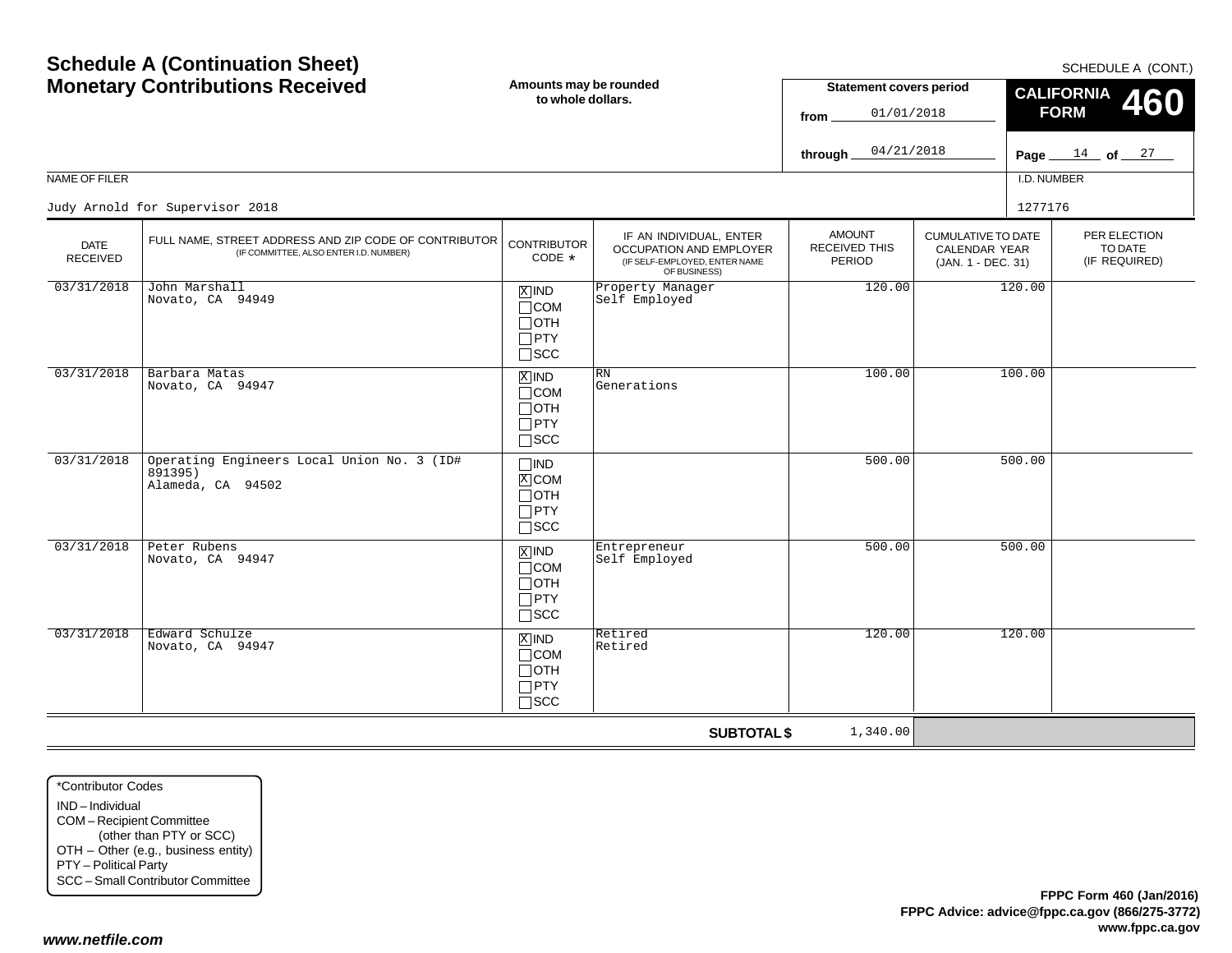# Schedule A (Continuation Sheet)
# Monetary Contributions Received

SCHEDULE A (CONT.)

**Amounts may be rounded to whole dollars.**

**Statement covers period**
from 01/01/2018
through 04/21/2018

**CALIFORNIA FORM 460**

Page 14 of 27

NAME OF FILER: Judy Arnold for Supervisor 2018

I.D. NUMBER: 1277176

| DATE RECEIVED | FULL NAME, STREET ADDRESS AND ZIP CODE OF CONTRIBUTOR (IF COMMITTEE, ALSO ENTER I.D. NUMBER) | CONTRIBUTOR CODE * | IF AN INDIVIDUAL, ENTER OCCUPATION AND EMPLOYER (IF SELF-EMPLOYED, ENTER NAME OF BUSINESS) | AMOUNT RECEIVED THIS PERIOD | CUMULATIVE TO DATE CALENDAR YEAR (JAN. 1 - DEC. 31) | PER ELECTION TO DATE (IF REQUIRED) |
|---|---|---|---|---|---|---|
| 03/31/2018 | John Marshall<br>Novato, CA 94949 | [X] IND [ ] COM [ ] OTH [ ] PTY [ ] SCC | Property Manager<br>Self Employed | 120.00 | 120.00 | |
| 03/31/2018 | Barbara Matas<br>Novato, CA 94947 | [X] IND [ ] COM [ ] OTH [ ] PTY [ ] SCC | RN<br>Generations | 100.00 | 100.00 | |
| 03/31/2018 | Operating Engineers Local Union No. 3 (ID# 891395)<br>Alameda, CA 94502 | [ ] IND [X] COM [ ] OTH [ ] PTY [ ] SCC | | 500.00 | 500.00 | |
| 03/31/2018 | Peter Rubens<br>Novato, CA 94947 | [X] IND [ ] COM [ ] OTH [ ] PTY [ ] SCC | Entrepreneur<br>Self Employed | 500.00 | 500.00 | |
| 03/31/2018 | Edward Schulze<br>Novato, CA 94947 | [X] IND [ ] COM [ ] OTH [ ] PTY [ ] SCC | Retired<br>Retired | 120.00 | 120.00 | |
| | | | **SUBTOTAL $** | 1,340.00 | | |

*Contributor Codes
- IND – Individual
- COM – Recipient Committee (other than PTY or SCC)
- OTH – Other (e.g., business entity)
- PTY – Political Party
- SCC – Small Contributor Committee

**FPPC Form 460 (Jan/2016)**
**FPPC Advice: advice@fppc.ca.gov (866/275-3772)**
**www.fppc.ca.gov**

*www.netfile.com*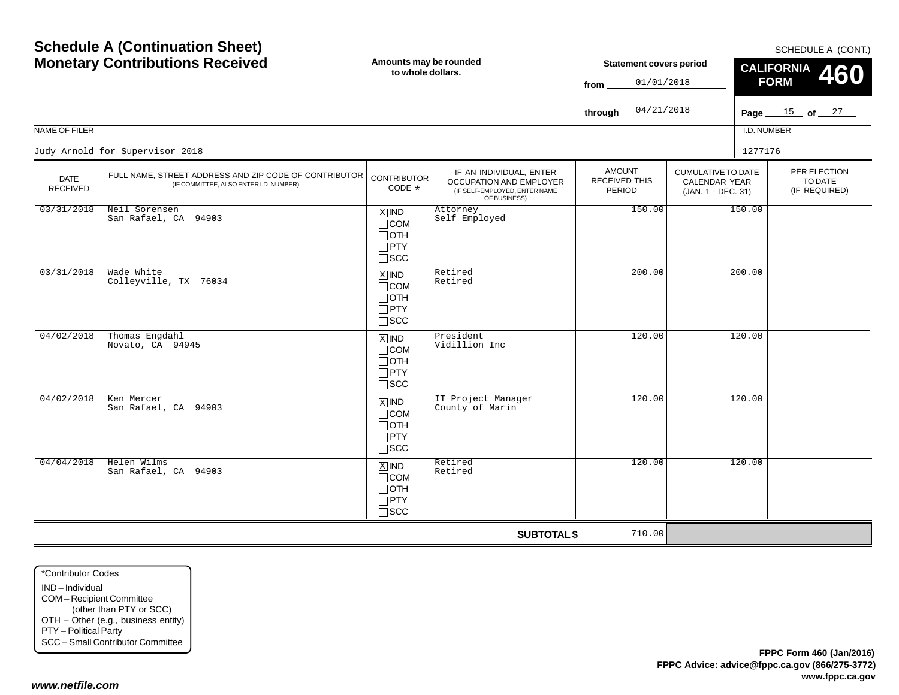# Schedule A (Continuation Sheet)
## Monetary Contributions Received

SCHEDULE A (CONT.)

**Amounts may be rounded to whole dollars.**

**Statement covers period**
from 01/01/2018
through 04/21/2018

**CALIFORNIA FORM 460**

NAME OF FILER: Judy Arnold for Supervisor 2018

I.D. NUMBER: 1277176

| DATE RECEIVED | FULL NAME, STREET ADDRESS AND ZIP CODE OF CONTRIBUTOR (IF COMMITTEE, ALSO ENTER I.D. NUMBER) | CONTRIBUTOR CODE * | IF AN INDIVIDUAL, ENTER OCCUPATION AND EMPLOYER (IF SELF-EMPLOYED, ENTER NAME OF BUSINESS) | AMOUNT RECEIVED THIS PERIOD | CUMULATIVE TO DATE CALENDAR YEAR (JAN. 1 - DEC. 31) | PER ELECTION TO DATE (IF REQUIRED) |
|---|---|---|---|---|---|---|
| 03/31/2018 | Neil Sorensen<br>San Rafael, CA 94903 | [X] IND [ ] COM [ ] OTH [ ] PTY [ ] SCC | Attorney<br>Self Employed | 150.00 | 150.00 | |
| 03/31/2018 | Wade White<br>Colleyville, TX 76034 | [X] IND [ ] COM [ ] OTH [ ] PTY [ ] SCC | Retired<br>Retired | 200.00 | 200.00 | |
| 04/02/2018 | Thomas Engdahl<br>Novato, CA 94945 | [X] IND [ ] COM [ ] OTH [ ] PTY [ ] SCC | President<br>Vidillion Inc | 120.00 | 120.00 | |
| 04/02/2018 | Ken Mercer<br>San Rafael, CA 94903 | [X] IND [ ] COM [ ] OTH [ ] PTY [ ] SCC | IT Project Manager<br>County of Marin | 120.00 | 120.00 | |
| 04/04/2018 | Helen Wilms<br>San Rafael, CA 94903 | [X] IND [ ] COM [ ] OTH [ ] PTY [ ] SCC | Retired<br>Retired | 120.00 | 120.00 | |
| | | | **SUBTOTAL $** | 710.00 | | |

*Contributor Codes
IND – Individual
COM – Recipient Committee (other than PTY or SCC)
OTH – Other (e.g., business entity)
PTY – Political Party
SCC – Small Contributor Committee

**FPPC Form 460 (Jan/2016)**
**FPPC Advice: advice@fppc.ca.gov (866/275-3772)**
**www.fppc.ca.gov**

***www.netfile.com***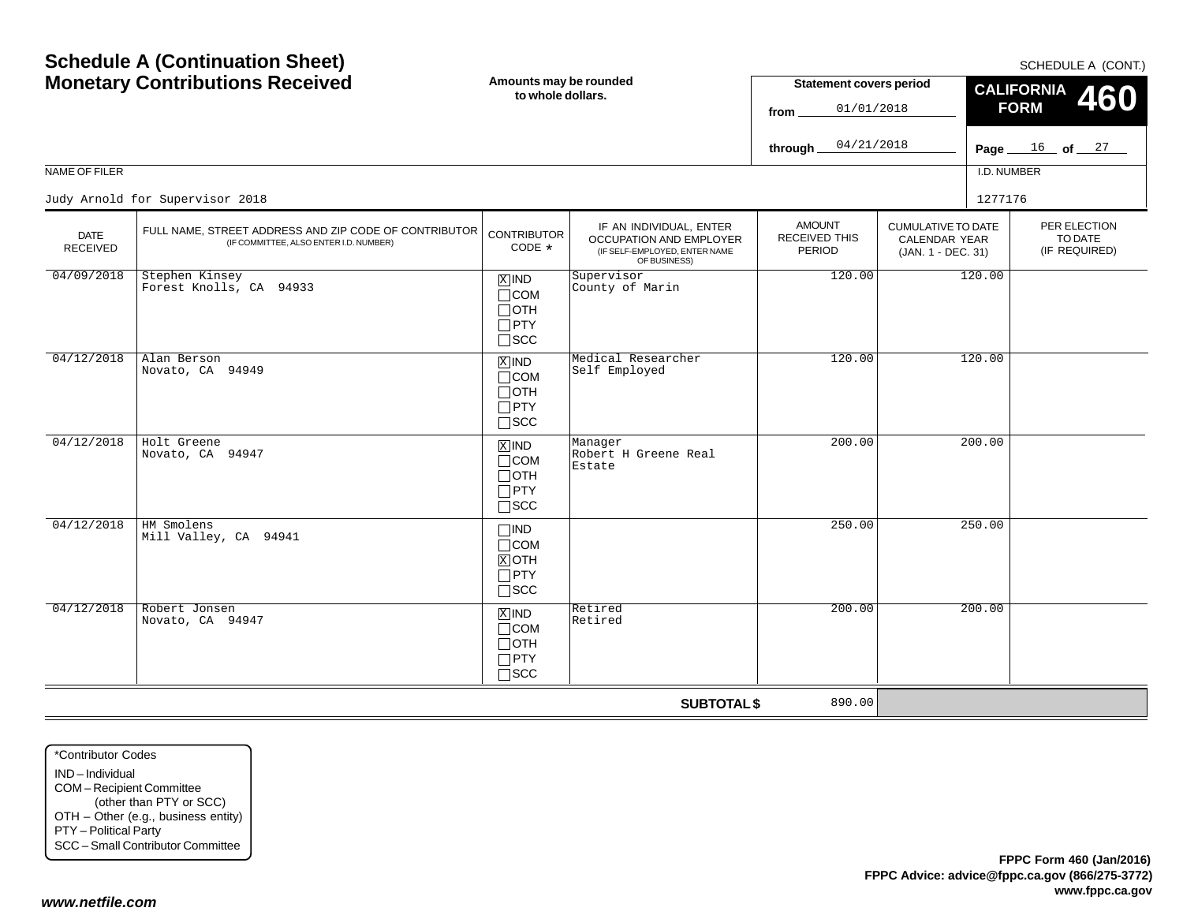# Schedule A (Continuation Sheet)
# Monetary Contributions Received

**Amounts may be rounded to whole dollars.**

SCHEDULE A (CONT.)

**CALIFORNIA FORM 460**

**Statement covers period**
from 01/01/2018
through 04/21/2018

NAME OF FILER: Judy Arnold for Supervisor 2018

I.D. NUMBER: 1277176

| DATE RECEIVED | FULL NAME, STREET ADDRESS AND ZIP CODE OF CONTRIBUTOR (IF COMMITTEE, ALSO ENTER I.D. NUMBER) | CONTRIBUTOR CODE * | IF AN INDIVIDUAL, ENTER OCCUPATION AND EMPLOYER (IF SELF-EMPLOYED, ENTER NAME OF BUSINESS) | AMOUNT RECEIVED THIS PERIOD | CUMULATIVE TO DATE CALENDAR YEAR (JAN. 1 - DEC. 31) | PER ELECTION TO DATE (IF REQUIRED) |
|---|---|---|---|---|---|---|
| 04/09/2018 | Stephen Kinsey<br>Forest Knolls, CA 94933 | [X] IND [ ] COM [ ] OTH [ ] PTY [ ] SCC | Supervisor<br>County of Marin | 120.00 | 120.00 | |
| 04/12/2018 | Alan Berson<br>Novato, CA 94949 | [X] IND [ ] COM [ ] OTH [ ] PTY [ ] SCC | Medical Researcher<br>Self Employed | 120.00 | 120.00 | |
| 04/12/2018 | Holt Greene<br>Novato, CA 94947 | [X] IND [ ] COM [ ] OTH [ ] PTY [ ] SCC | Manager<br>Robert H Greene Real Estate | 200.00 | 200.00 | |
| 04/12/2018 | HM Smolens<br>Mill Valley, CA 94941 | [ ] IND [ ] COM [X] OTH [ ] PTY [ ] SCC | | 250.00 | 250.00 | |
| 04/12/2018 | Robert Jonsen<br>Novato, CA 94947 | [X] IND [ ] COM [ ] OTH [ ] PTY [ ] SCC | Retired<br>Retired | 200.00 | 200.00 | |
| | | | **SUBTOTAL $** | 890.00 | | |

*Contributor Codes
- IND – Individual
- COM – Recipient Committee (other than PTY or SCC)
- OTH – Other (e.g., business entity)
- PTY – Political Party
- SCC – Small Contributor Committee

**FPPC Form 460 (Jan/2016)**
**FPPC Advice: advice@fppc.ca.gov (866/275-3772)**
**www.fppc.ca.gov**

***www.netfile.com***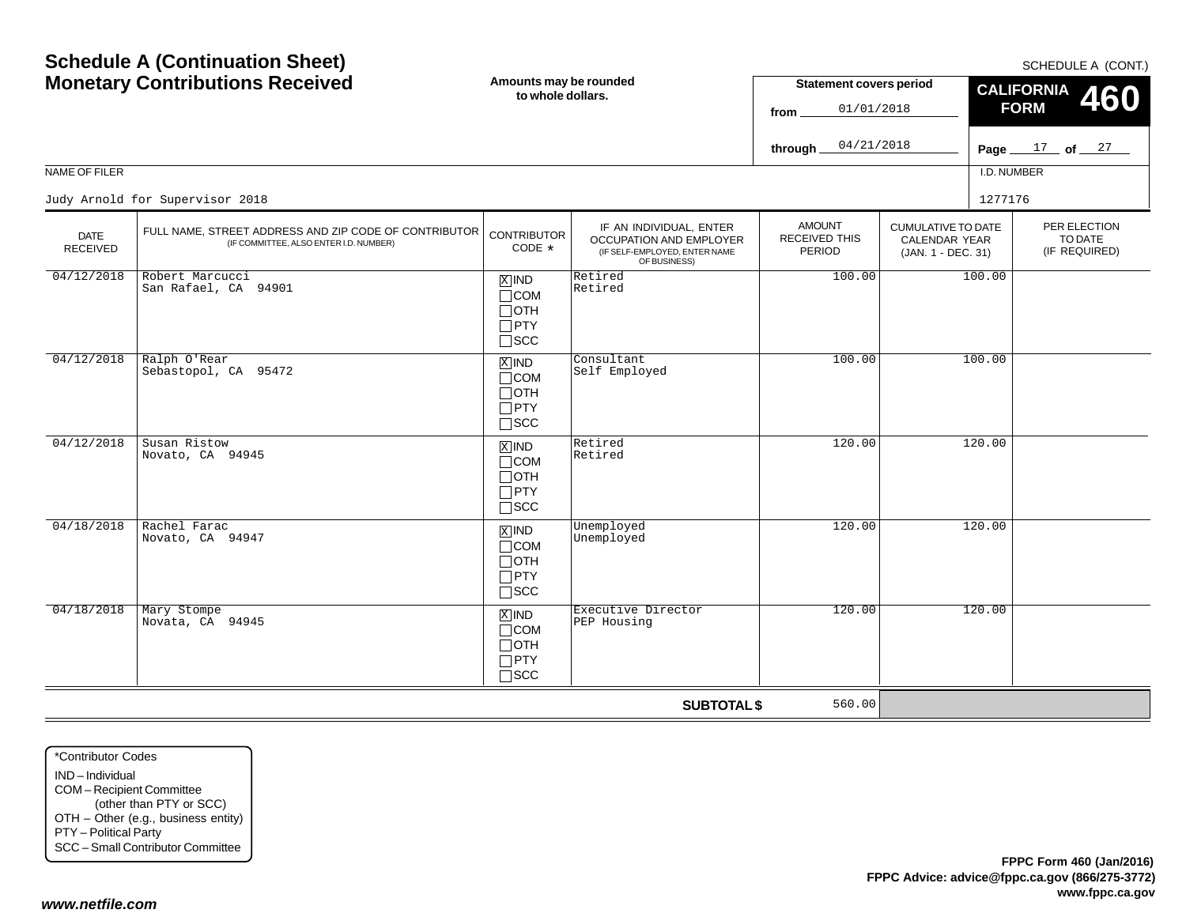# Schedule A (Continuation Sheet)
# Monetary Contributions Received

SCHEDULE A (CONT.)

**Amounts may be rounded to whole dollars.**

**Statement covers period**

from 01/01/2018

through 04/21/2018

**CALIFORNIA FORM 460**

Page 17 of 27

NAME OF FILER: Judy Arnold for Supervisor 2018

I.D. NUMBER: 1277176

| DATE RECEIVED | FULL NAME, STREET ADDRESS AND ZIP CODE OF CONTRIBUTOR (IF COMMITTEE, ALSO ENTER I.D. NUMBER) | CONTRIBUTOR CODE * | IF AN INDIVIDUAL, ENTER OCCUPATION AND EMPLOYER (IF SELF-EMPLOYED, ENTER NAME OF BUSINESS) | AMOUNT RECEIVED THIS PERIOD | CUMULATIVE TO DATE CALENDAR YEAR (JAN. 1 - DEC. 31) | PER ELECTION TO DATE (IF REQUIRED) |
|---|---|---|---|---|---|---|
| 04/12/2018 | Robert Marcucci<br>San Rafael, CA 94901 | [X] IND<br>[ ] COM<br>[ ] OTH<br>[ ] PTY<br>[ ] SCC | Retired<br>Retired | 100.00 | 100.00 | |
| 04/12/2018 | Ralph O'Rear<br>Sebastopol, CA 95472 | [X] IND<br>[ ] COM<br>[ ] OTH<br>[ ] PTY<br>[ ] SCC | Consultant<br>Self Employed | 100.00 | 100.00 | |
| 04/12/2018 | Susan Ristow<br>Novato, CA 94945 | [X] IND<br>[ ] COM<br>[ ] OTH<br>[ ] PTY<br>[ ] SCC | Retired<br>Retired | 120.00 | 120.00 | |
| 04/18/2018 | Rachel Farac<br>Novato, CA 94947 | [X] IND<br>[ ] COM<br>[ ] OTH<br>[ ] PTY<br>[ ] SCC | Unemployed<br>Unemployed | 120.00 | 120.00 | |
| 04/18/2018 | Mary Stompe<br>Novata, CA 94945 | [X] IND<br>[ ] COM<br>[ ] OTH<br>[ ] PTY<br>[ ] SCC | Executive Director<br>PEP Housing | 120.00 | 120.00 | |
| | | | **SUBTOTAL $** | 560.00 | | |

*Contributor Codes
- IND – Individual
- COM – Recipient Committee (other than PTY or SCC)
- OTH – Other (e.g., business entity)
- PTY – Political Party
- SCC – Small Contributor Committee

**FPPC Form 460 (Jan/2016)**
**FPPC Advice: advice@fppc.ca.gov (866/275-3772)**
**www.fppc.ca.gov**

***www.netfile.com***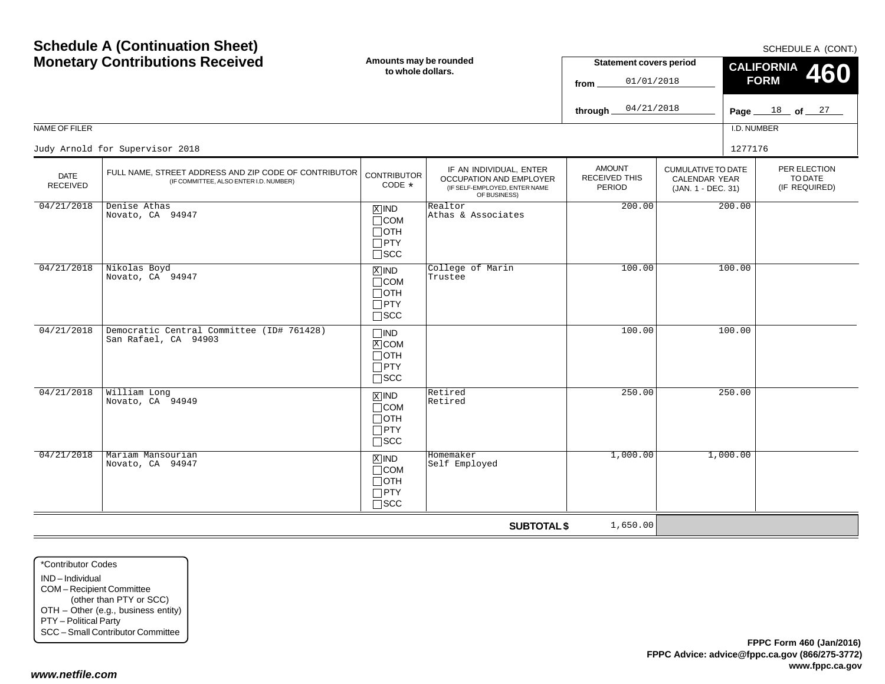# Schedule A (Continuation Sheet)
# Monetary Contributions Received

**Amounts may be rounded to whole dollars.**

SCHEDULE A (CONT.)

**CALIFORNIA FORM 460**

**Statement covers period**
from 01/01/2018
through 04/21/2018

**Page** 18 **of** 27

NAME OF FILER: Judy Arnold for Supervisor 2018

I.D. NUMBER: 1277176

| DATE RECEIVED | FULL NAME, STREET ADDRESS AND ZIP CODE OF CONTRIBUTOR (IF COMMITTEE, ALSO ENTER I.D. NUMBER) | CONTRIBUTOR CODE * | IF AN INDIVIDUAL, ENTER OCCUPATION AND EMPLOYER (IF SELF-EMPLOYED, ENTER NAME OF BUSINESS) | AMOUNT RECEIVED THIS PERIOD | CUMULATIVE TO DATE CALENDAR YEAR (JAN. 1 - DEC. 31) | PER ELECTION TO DATE (IF REQUIRED) |
|---|---|---|---|---|---|---|
| 04/21/2018 | Denise Athas<br>Novato, CA 94947 | [X] IND<br>[ ] COM<br>[ ] OTH<br>[ ] PTY<br>[ ] SCC | Realtor<br>Athas & Associates | 200.00 | 200.00 | |
| 04/21/2018 | Nikolas Boyd<br>Novato, CA 94947 | [X] IND<br>[ ] COM<br>[ ] OTH<br>[ ] PTY<br>[ ] SCC | College of Marin<br>Trustee | 100.00 | 100.00 | |
| 04/21/2018 | Democratic Central Committee (ID# 761428)<br>San Rafael, CA 94903 | [ ] IND<br>[X] COM<br>[ ] OTH<br>[ ] PTY<br>[ ] SCC | | 100.00 | 100.00 | |
| 04/21/2018 | William Long<br>Novato, CA 94949 | [X] IND<br>[ ] COM<br>[ ] OTH<br>[ ] PTY<br>[ ] SCC | Retired<br>Retired | 250.00 | 250.00 | |
| 04/21/2018 | Mariam Mansourian<br>Novato, CA 94947 | [X] IND<br>[ ] COM<br>[ ] OTH<br>[ ] PTY<br>[ ] SCC | Homemaker<br>Self Employed | 1,000.00 | 1,000.00 | |
| | | | **SUBTOTAL $** | 1,650.00 | | |

*Contributor Codes
- IND – Individual
- COM – Recipient Committee (other than PTY or SCC)
- OTH – Other (e.g., business entity)
- PTY – Political Party
- SCC – Small Contributor Committee

**FPPC Form 460 (Jan/2016)**
**FPPC Advice: advice@fppc.ca.gov (866/275-3772)**
**www.fppc.ca.gov**

***www.netfile.com***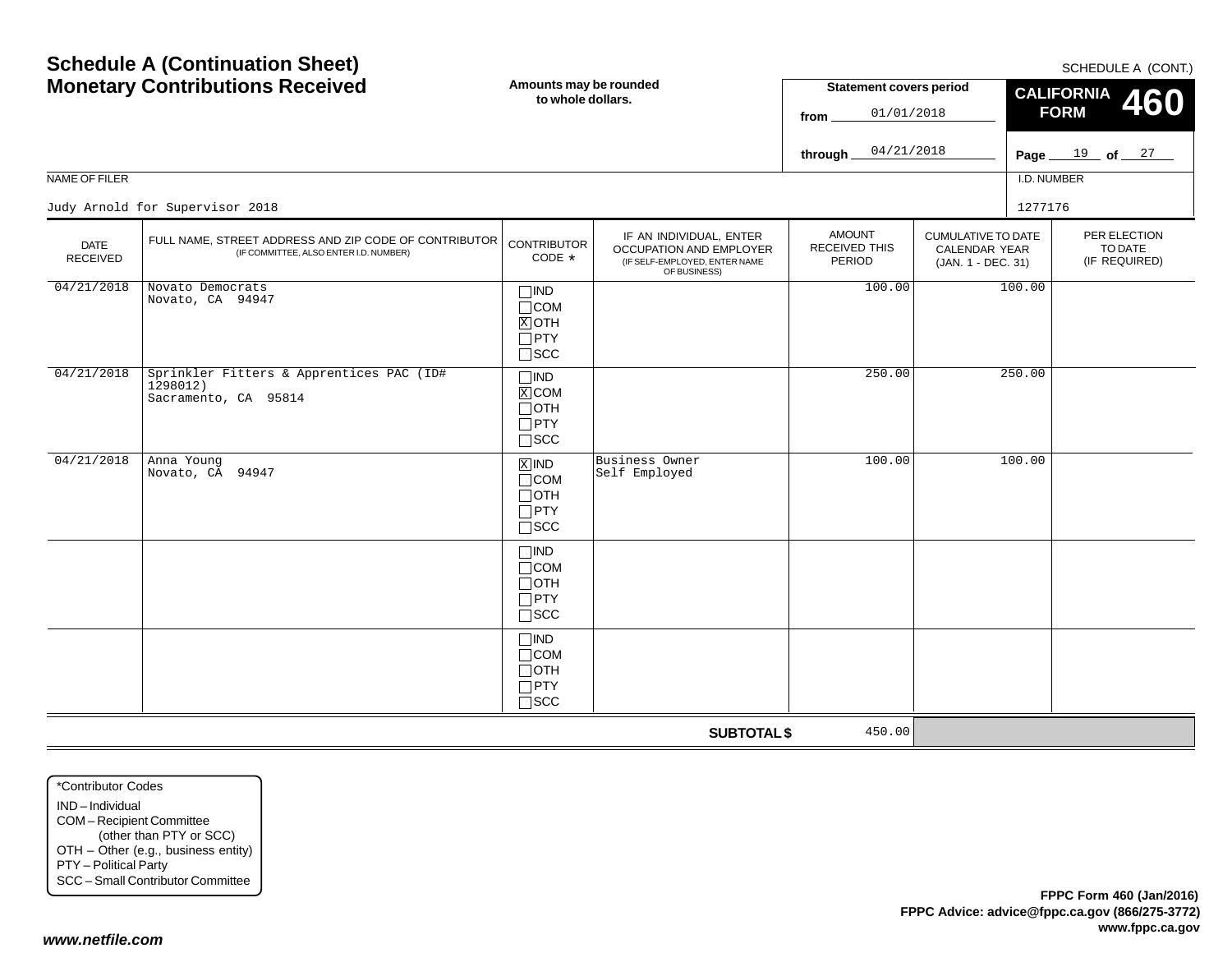# Schedule A (Continuation Sheet)
# Monetary Contributions Received

SCHEDULE A (CONT.)

**Amounts may be rounded to whole dollars.**

**Statement covers period**
from 01/01/2018
through 04/21/2018

**CALIFORNIA FORM 460**

NAME OF FILER: Judy Arnold for Supervisor 2018

I.D. NUMBER: 1277176

| DATE RECEIVED | FULL NAME, STREET ADDRESS AND ZIP CODE OF CONTRIBUTOR (IF COMMITTEE, ALSO ENTER I.D. NUMBER) | CONTRIBUTOR CODE * | IF AN INDIVIDUAL, ENTER OCCUPATION AND EMPLOYER (IF SELF-EMPLOYED, ENTER NAME OF BUSINESS) | AMOUNT RECEIVED THIS PERIOD | CUMULATIVE TO DATE CALENDAR YEAR (JAN. 1 - DEC. 31) | PER ELECTION TO DATE (IF REQUIRED) |
|---|---|---|---|---|---|---|
| 04/21/2018 | Novato Democrats<br>Novato, CA 94947 | ☐IND ☐COM ☒OTH ☐PTY ☐SCC | | 100.00 | 100.00 | |
| 04/21/2018 | Sprinkler Fitters & Apprentices PAC (ID# 1298012)<br>Sacramento, CA 95814 | ☐IND ☒COM ☐OTH ☐PTY ☐SCC | | 250.00 | 250.00 | |
| 04/21/2018 | Anna Young<br>Novato, CA 94947 | ☒IND ☐COM ☐OTH ☐PTY ☐SCC | Business Owner<br>Self Employed | 100.00 | 100.00 | |
| | | ☐IND ☐COM ☐OTH ☐PTY ☐SCC | | | | |
| | | ☐IND ☐COM ☐OTH ☐PTY ☐SCC | | | | |
| | | | **SUBTOTAL $** | 450.00 | | |

*Contributor Codes
IND – Individual
COM – Recipient Committee (other than PTY or SCC)
OTH – Other (e.g., business entity)
PTY – Political Party
SCC – Small Contributor Committee

**FPPC Form 460 (Jan/2016)**
**FPPC Advice: advice@fppc.ca.gov (866/275-3772)**
**www.fppc.ca.gov**

***www.netfile.com***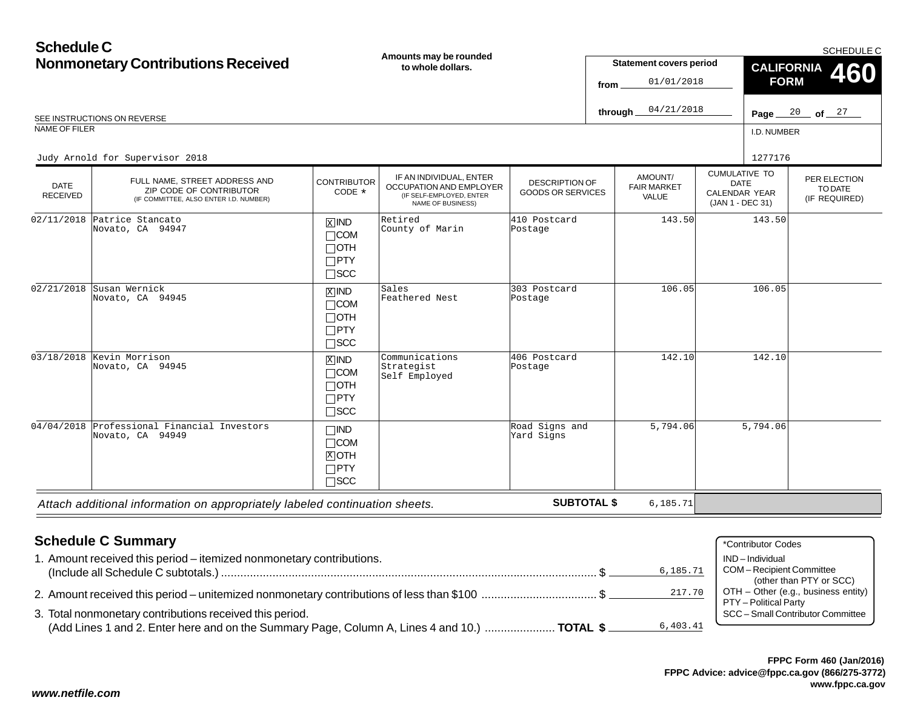# Schedule C
## Nonmonetary Contributions Received

**Amounts may be rounded to whole dollars.**

SCHEDULE C

**CALIFORNIA FORM 460**

Statement covers period
from 01/01/2018
through 04/21/2018

Page 20 of 27

SEE INSTRUCTIONS ON REVERSE

NAME OF FILER: Judy Arnold for Supervisor 2018

I.D. NUMBER: 1277176

| DATE RECEIVED | FULL NAME, STREET ADDRESS AND ZIP CODE OF CONTRIBUTOR (IF COMMITTEE, ALSO ENTER I.D. NUMBER) | CONTRIBUTOR CODE * | IF AN INDIVIDUAL, ENTER OCCUPATION AND EMPLOYER (IF SELF-EMPLOYED, ENTER NAME OF BUSINESS) | DESCRIPTION OF GOODS OR SERVICES | AMOUNT/ FAIR MARKET VALUE | CUMULATIVE TO DATE CALENDAR YEAR (JAN 1 - DEC 31) | PER ELECTION TO DATE (IF REQUIRED) |
|---|---|---|---|---|---|---|---|
| 02/11/2018 | Patrice Stancato<br>Novato, CA 94947 | [X] IND<br>[ ] COM<br>[ ] OTH<br>[ ] PTY<br>[ ] SCC | Retired<br>County of Marin | 410 Postcard Postage | 143.50 | 143.50 | |
| 02/21/2018 | Susan Wernick<br>Novato, CA 94945 | [X] IND<br>[ ] COM<br>[ ] OTH<br>[ ] PTY<br>[ ] SCC | Sales<br>Feathered Nest | 303 Postcard Postage | 106.05 | 106.05 | |
| 03/18/2018 | Kevin Morrison<br>Novato, CA 94945 | [X] IND<br>[ ] COM<br>[ ] OTH<br>[ ] PTY<br>[ ] SCC | Communications Strategist<br>Self Employed | 406 Postcard Postage | 142.10 | 142.10 | |
| 04/04/2018 | Professional Financial Investors<br>Novato, CA 94949 | [ ] IND<br>[ ] COM<br>[X] OTH<br>[ ] PTY<br>[ ] SCC | | Road Signs and Yard Signs | 5,794.06 | 5,794.06 | |

*Attach additional information on appropriately labeled continuation sheets.* **SUBTOTAL $** 6,185.71

## Schedule C Summary

1. Amount received this period – itemized nonmonetary contributions. (Include all Schedule C subtotals.) ..... $ 6,185.71
2. Amount received this period – unitemized nonmonetary contributions of less than $100 ..... $ 217.70
3. Total nonmonetary contributions received this period. (Add Lines 1 and 2. Enter here and on the Summary Page, Column A, Lines 4 and 10.) ..... **TOTAL $** 6,403.41

*Contributor Codes
- IND – Individual
- COM – Recipient Committee (other than PTY or SCC)
- OTH – Other (e.g., business entity)
- PTY – Political Party
- SCC – Small Contributor Committee

**FPPC Form 460 (Jan/2016)**
**FPPC Advice: advice@fppc.ca.gov (866/275-3772)**
**www.fppc.ca.gov**

***www.netfile.com***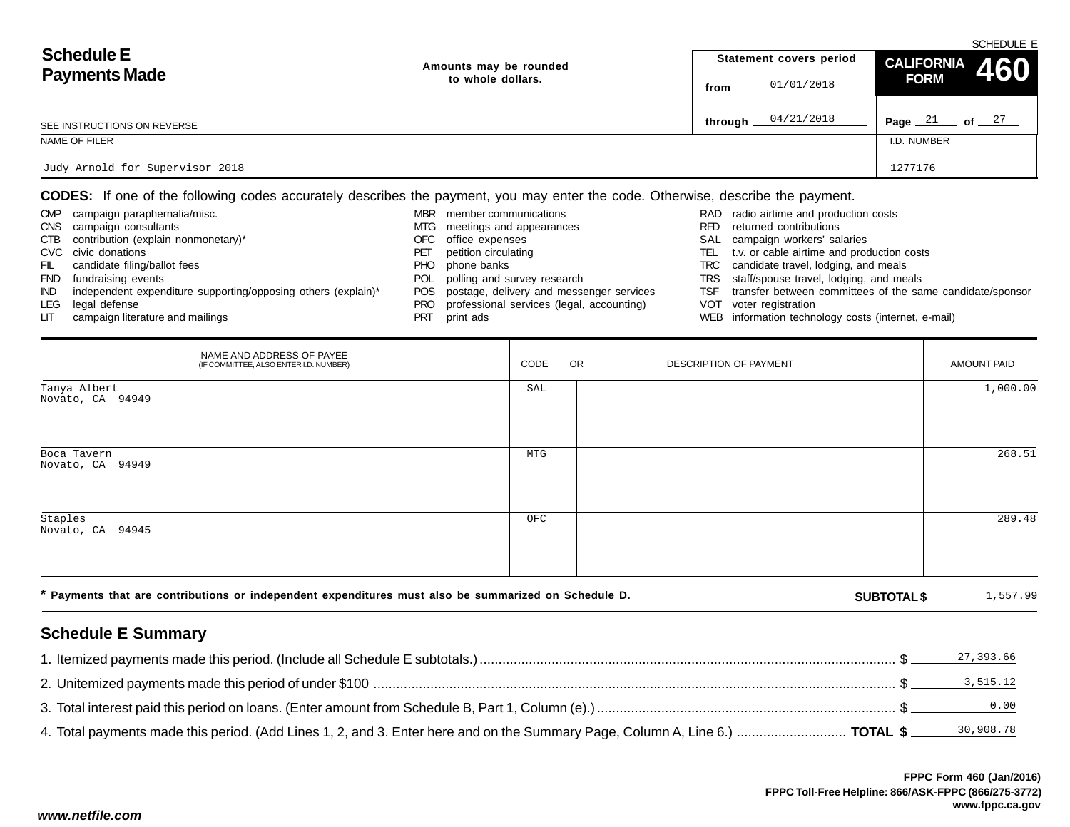SCHEDULE E

# Schedule E Payments Made

SEE INSTRUCTIONS ON REVERSE

Amounts may be rounded to whole dollars.

Statement covers period from 01/01/2018 through 04/21/2018

**CALIFORNIA FORM 460**

Page 21 of 27

NAME OF FILER: Judy Arnold for Supervisor 2018

I.D. NUMBER: 1277176

**CODES:** If one of the following codes accurately describes the payment, you may enter the code. Otherwise, describe the payment.

| | | | | | |
|---|---|---|---|---|---|
| CMP | campaign paraphernalia/misc. | MBR | member communications | RAD | radio airtime and production costs |
| CNS | campaign consultants | MTG | meetings and appearances | RFD | returned contributions |
| CTB | contribution (explain nonmonetary)* | OFC | office expenses | SAL | campaign workers' salaries |
| CVC | civic donations | PET | petition circulating | TEL | t.v. or cable airtime and production costs |
| FIL | candidate filing/ballot fees | PHO | phone banks | TRC | candidate travel, lodging, and meals |
| FND | fundraising events | POL | polling and survey research | TRS | staff/spouse travel, lodging, and meals |
| IND | independent expenditure supporting/opposing others (explain)* | POS | postage, delivery and messenger services | TSF | transfer between committees of the same candidate/sponsor |
| LEG | legal defense | PRO | professional services (legal, accounting) | VOT | voter registration |
| LIT | campaign literature and mailings | PRT | print ads | WEB | information technology costs (internet, e-mail) |

| NAME AND ADDRESS OF PAYEE (IF COMMITTEE, ALSO ENTER I.D. NUMBER) | CODE | OR DESCRIPTION OF PAYMENT | AMOUNT PAID |
|---|---|---|---|
| Tanya Albert<br>Novato, CA 94949 | SAL | | 1,000.00 |
| Boca Tavern<br>Novato, CA 94949 | MTG | | 268.51 |
| Staples<br>Novato, CA 94945 | OFC | | 289.48 |

\* Payments that are contributions or independent expenditures must also be summarized on Schedule D.

**SUBTOTAL $** 1,557.99

## Schedule E Summary

1. Itemized payments made this period. (Include all Schedule E subtotals.) $ 27,393.66
2. Unitemized payments made this period of under $100 $ 3,515.12
3. Total interest paid this period on loans. (Enter amount from Schedule B, Part 1, Column (e).) $ 0.00
4. Total payments made this period. (Add Lines 1, 2, and 3. Enter here and on the Summary Page, Column A, Line 6.) **TOTAL $** 30,908.78

FPPC Form 460 (Jan/2016)
FPPC Toll-Free Helpline: 866/ASK-FPPC (866/275-3772)
www.fppc.ca.gov

*www.netfile.com*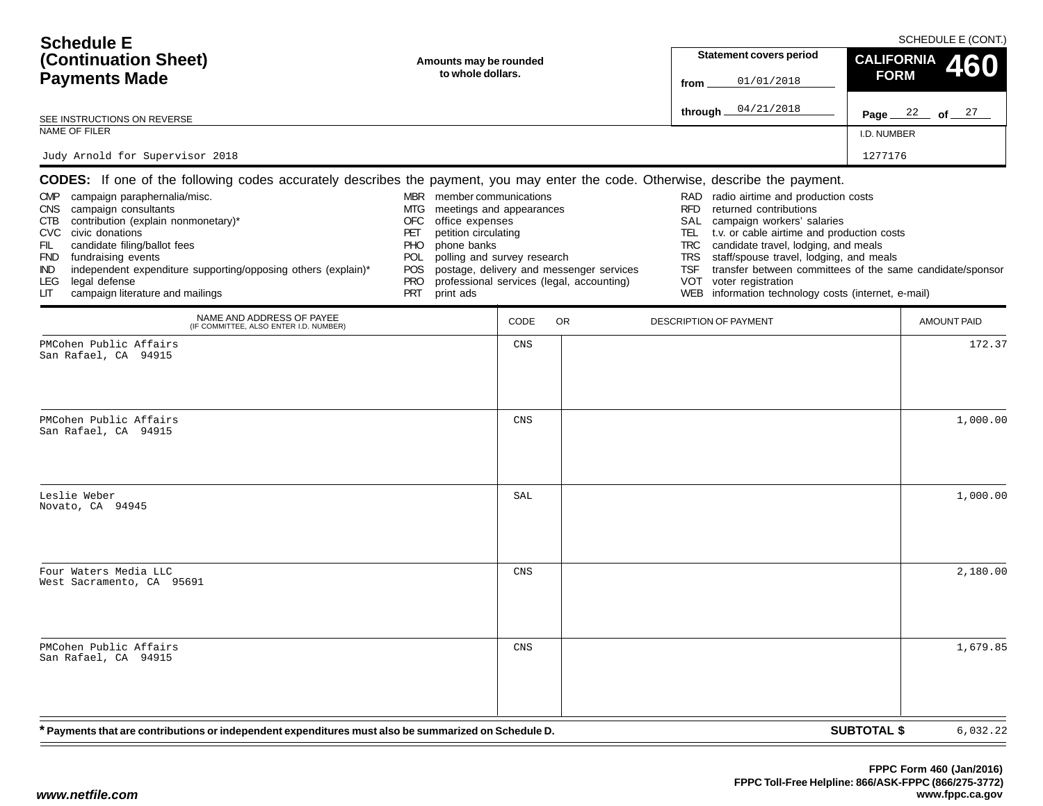# Schedule E (Continuation Sheet) Payments Made

SCHEDULE E (CONT.)

**Amounts may be rounded to whole dollars.**

SEE INSTRUCTIONS ON REVERSE

**Statement covers period**
from 01/01/2018
through 04/21/2018

**CALIFORNIA FORM 460**

Page 22 of 27

NAME OF FILER: Judy Arnold for Supervisor 2018

I.D. NUMBER: 1277176

**CODES:** If one of the following codes accurately describes the payment, you may enter the code. Otherwise, describe the payment.

- CMP campaign paraphernalia/misc.
- CNS campaign consultants
- CTB contribution (explain nonmonetary)*
- CVC civic donations
- FIL candidate filing/ballot fees
- FND fundraising events
- IND independent expenditure supporting/opposing others (explain)*
- LEG legal defense
- LIT campaign literature and mailings
- MBR member communications
- MTG meetings and appearances
- OFC office expenses
- PET petition circulating
- PHO phone banks
- POL polling and survey research
- POS postage, delivery and messenger services
- PRO professional services (legal, accounting)
- PRT print ads
- RAD radio airtime and production costs
- RFD returned contributions
- SAL campaign workers' salaries
- TEL t.v. or cable airtime and production costs
- TRC candidate travel, lodging, and meals
- TRS staff/spouse travel, lodging, and meals
- TSF transfer between committees of the same candidate/sponsor
- VOT voter registration
- WEB information technology costs (internet, e-mail)

| NAME AND ADDRESS OF PAYEE (IF COMMITTEE, ALSO ENTER I.D. NUMBER) | CODE | OR DESCRIPTION OF PAYMENT | AMOUNT PAID |
|---|---|---|---|
| PMCohen Public Affairs<br>San Rafael, CA 94915 | CNS | | 172.37 |
| PMCohen Public Affairs<br>San Rafael, CA 94915 | CNS | | 1,000.00 |
| Leslie Weber<br>Novato, CA 94945 | SAL | | 1,000.00 |
| Four Waters Media LLC<br>West Sacramento, CA 95691 | CNS | | 2,180.00 |
| PMCohen Public Affairs<br>San Rafael, CA 94915 | CNS | | 1,679.85 |

*** Payments that are contributions or independent expenditures must also be summarized on Schedule D.**

**SUBTOTAL $** 6,032.22

FPPC Form 460 (Jan/2016)
FPPC Toll-Free Helpline: 866/ASK-FPPC (866/275-3772)
www.fppc.ca.gov

*www.netfile.com*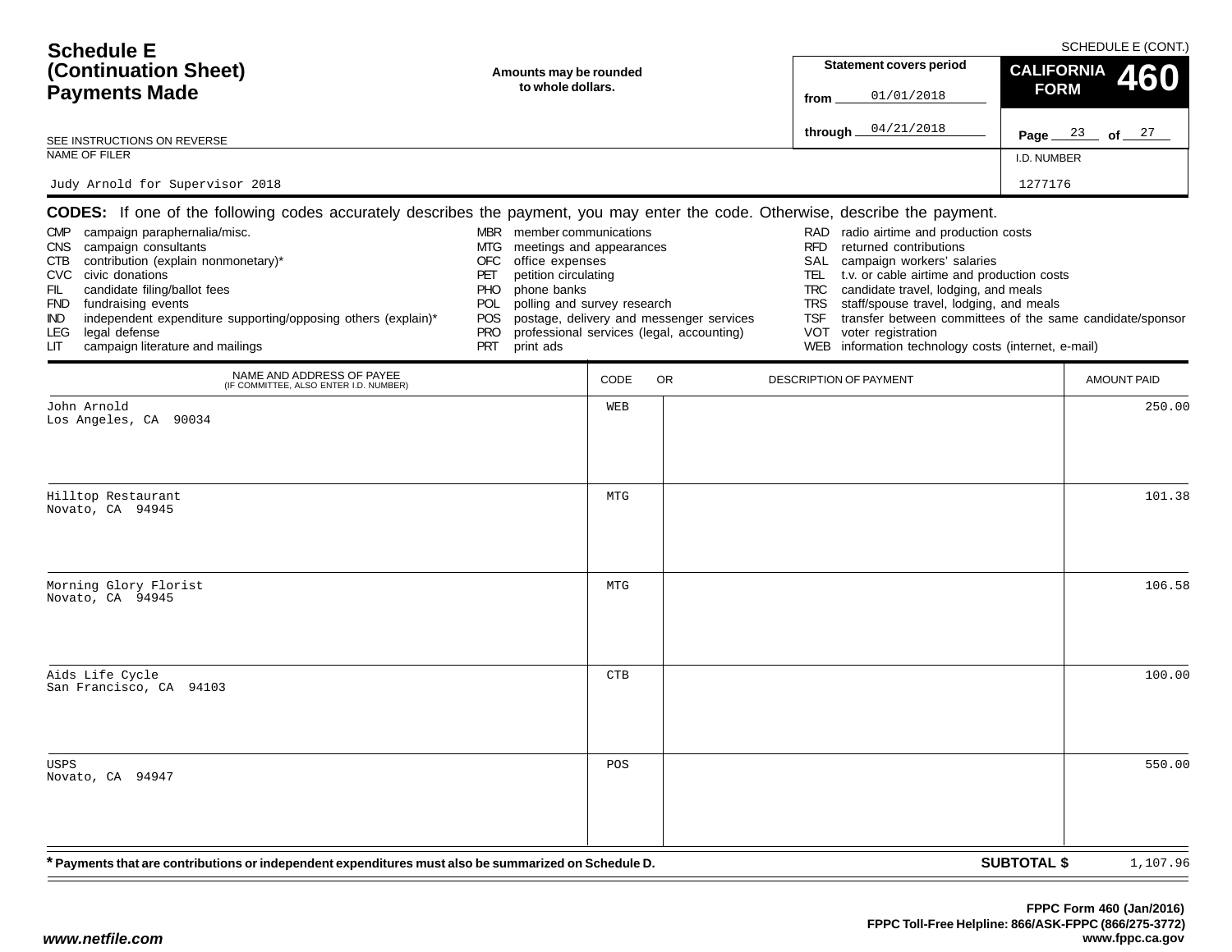# Schedule E (Continuation Sheet) Payments Made

SCHEDULE E (CONT.)

**Amounts may be rounded to whole dollars.**

**Statement covers period**

from 01/01/2018

through 04/21/2018

**CALIFORNIA FORM 460**

SEE INSTRUCTIONS ON REVERSE

NAME OF FILER: Judy Arnold for Supervisor 2018

I.D. NUMBER: 1277176

**CODES:** If one of the following codes accurately describes the payment, you may enter the code. Otherwise, describe the payment.

- CMP campaign paraphernalia/misc.
- CNS campaign consultants
- CTB contribution (explain nonmonetary)*
- CVC civic donations
- FIL candidate filing/ballot fees
- FND fundraising events
- IND independent expenditure supporting/opposing others (explain)*
- LEG legal defense
- LIT campaign literature and mailings
- MBR member communications
- MTG meetings and appearances
- OFC office expenses
- PET petition circulating
- PHO phone banks
- POL polling and survey research
- POS postage, delivery and messenger services
- PRO professional services (legal, accounting)
- PRT print ads
- RAD radio airtime and production costs
- RFD returned contributions
- SAL campaign workers' salaries
- TEL t.v. or cable airtime and production costs
- TRC candidate travel, lodging, and meals
- TRS staff/spouse travel, lodging, and meals
- TSF transfer between committees of the same candidate/sponsor
- VOT voter registration
- WEB information technology costs (internet, e-mail)

| NAME AND ADDRESS OF PAYEE (IF COMMITTEE, ALSO ENTER I.D. NUMBER) | CODE | OR DESCRIPTION OF PAYMENT | AMOUNT PAID |
|---|---|---|---|
| John Arnold<br>Los Angeles, CA 90034 | WEB | | 250.00 |
| Hilltop Restaurant<br>Novato, CA 94945 | MTG | | 101.38 |
| Morning Glory Florist<br>Novato, CA 94945 | MTG | | 106.58 |
| Aids Life Cycle<br>San Francisco, CA 94103 | CTB | | 100.00 |
| USPS<br>Novato, CA 94947 | POS | | 550.00 |

**\* Payments that are contributions or independent expenditures must also be summarized on Schedule D.**

**SUBTOTAL $** 1,107.96

**FPPC Form 460 (Jan/2016)**
**FPPC Toll-Free Helpline: 866/ASK-FPPC (866/275-3772)**
**www.fppc.ca.gov**

*www.netfile.com*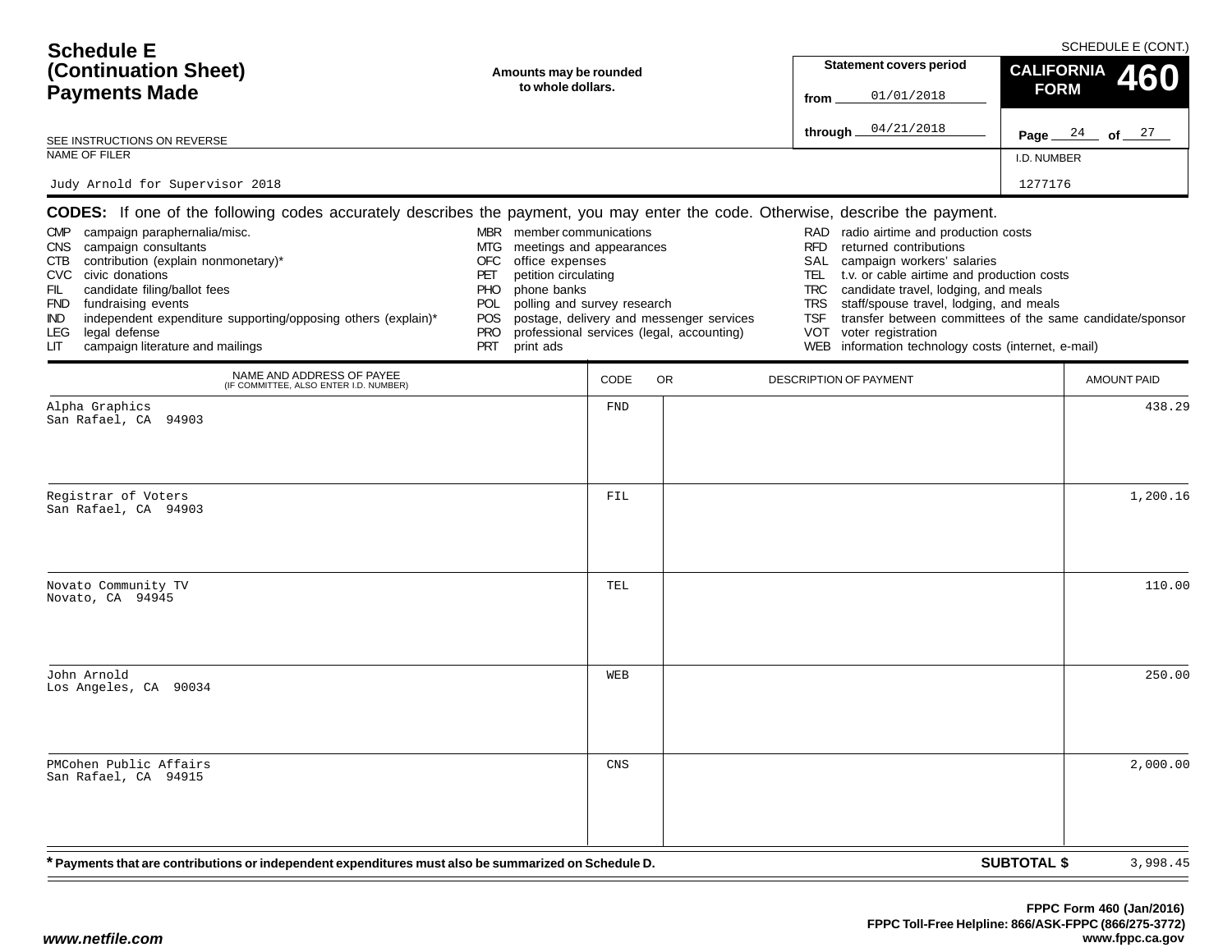# Schedule E (Continuation Sheet) Payments Made

SCHEDULE E (CONT.)

**Amounts may be rounded to whole dollars.**

**Statement covers period**
from 01/01/2018
through 04/21/2018

**CALIFORNIA FORM 460**

Page 24 of 27

SEE INSTRUCTIONS ON REVERSE

NAME OF FILER: Judy Arnold for Supervisor 2018

I.D. NUMBER: 1277176

**CODES:** If one of the following codes accurately describes the payment, you may enter the code. Otherwise, describe the payment.

- CMP campaign paraphernalia/misc.
- CNS campaign consultants
- CTB contribution (explain nonmonetary)*
- CVC civic donations
- FIL candidate filing/ballot fees
- FND fundraising events
- IND independent expenditure supporting/opposing others (explain)*
- LEG legal defense
- LIT campaign literature and mailings
- MBR member communications
- MTG meetings and appearances
- OFC office expenses
- PET petition circulating
- PHO phone banks
- POL polling and survey research
- POS postage, delivery and messenger services
- PRO professional services (legal, accounting)
- PRT print ads
- RAD radio airtime and production costs
- RFD returned contributions
- SAL campaign workers' salaries
- TEL t.v. or cable airtime and production costs
- TRC candidate travel, lodging, and meals
- TRS staff/spouse travel, lodging, and meals
- TSF transfer between committees of the same candidate/sponsor
- VOT voter registration
- WEB information technology costs (internet, e-mail)

| NAME AND ADDRESS OF PAYEE (IF COMMITTEE, ALSO ENTER I.D. NUMBER) | CODE | DESCRIPTION OF PAYMENT | AMOUNT PAID |
|---|---|---|---|
| Alpha Graphics<br>San Rafael, CA 94903 | FND | | 438.29 |
| Registrar of Voters<br>San Rafael, CA 94903 | FIL | | 1,200.16 |
| Novato Community TV<br>Novato, CA 94945 | TEL | | 110.00 |
| John Arnold<br>Los Angeles, CA 90034 | WEB | | 250.00 |
| PMCohen Public Affairs<br>San Rafael, CA 94915 | CNS | | 2,000.00 |

**\* Payments that are contributions or independent expenditures must also be summarized on Schedule D.**

**SUBTOTAL $** 3,998.45

**FPPC Form 460 (Jan/2016)**
**FPPC Toll-Free Helpline: 866/ASK-FPPC (866/275-3772)**
**www.fppc.ca.gov**

***www.netfile.com***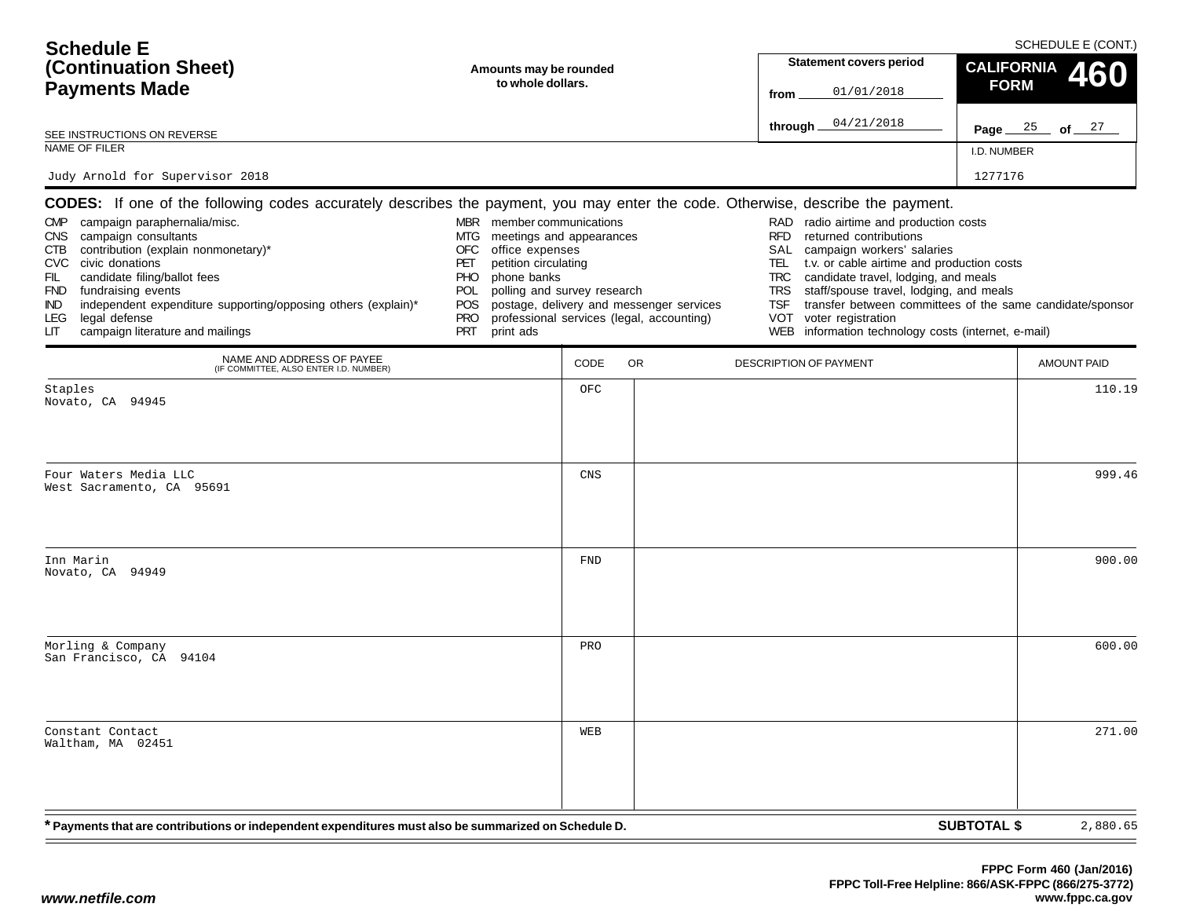# Schedule E (Continuation Sheet) Payments Made

SCHEDULE E (CONT.)

**Amounts may be rounded to whole dollars.**

SEE INSTRUCTIONS ON REVERSE

**Statement covers period**
from 01/01/2018
through 04/21/2018

**CALIFORNIA FORM 460**

Page 25 of 27

NAME OF FILER: Judy Arnold for Supervisor 2018

I.D. NUMBER: 1277176

**CODES:** If one of the following codes accurately describes the payment, you may enter the code. Otherwise, describe the payment.

- CMP campaign paraphernalia/misc.
- CNS campaign consultants
- CTB contribution (explain nonmonetary)*
- CVC civic donations
- FIL candidate filing/ballot fees
- FND fundraising events
- IND independent expenditure supporting/opposing others (explain)*
- LEG legal defense
- LIT campaign literature and mailings
- MBR member communications
- MTG meetings and appearances
- OFC office expenses
- PET petition circulating
- PHO phone banks
- POL polling and survey research
- POS postage, delivery and messenger services
- PRO professional services (legal, accounting)
- PRT print ads
- RAD radio airtime and production costs
- RFD returned contributions
- SAL campaign workers' salaries
- TEL t.v. or cable airtime and production costs
- TRC candidate travel, lodging, and meals
- TRS staff/spouse travel, lodging, and meals
- TSF transfer between committees of the same candidate/sponsor
- VOT voter registration
- WEB information technology costs (internet, e-mail)

| NAME AND ADDRESS OF PAYEE (IF COMMITTEE, ALSO ENTER I.D. NUMBER) | CODE | DESCRIPTION OF PAYMENT | AMOUNT PAID |
|---|---|---|---|
| Staples<br>Novato, CA 94945 | OFC | | 110.19 |
| Four Waters Media LLC<br>West Sacramento, CA 95691 | CNS | | 999.46 |
| Inn Marin<br>Novato, CA 94949 | FND | | 900.00 |
| Morling & Company<br>San Francisco, CA 94104 | PRO | | 600.00 |
| Constant Contact<br>Waltham, MA 02451 | WEB | | 271.00 |

**\* Payments that are contributions or independent expenditures must also be summarized on Schedule D.**

**SUBTOTAL $** 2,880.65

FPPC Form 460 (Jan/2016)
FPPC Toll-Free Helpline: 866/ASK-FPPC (866/275-3772)
www.fppc.ca.gov

www.netfile.com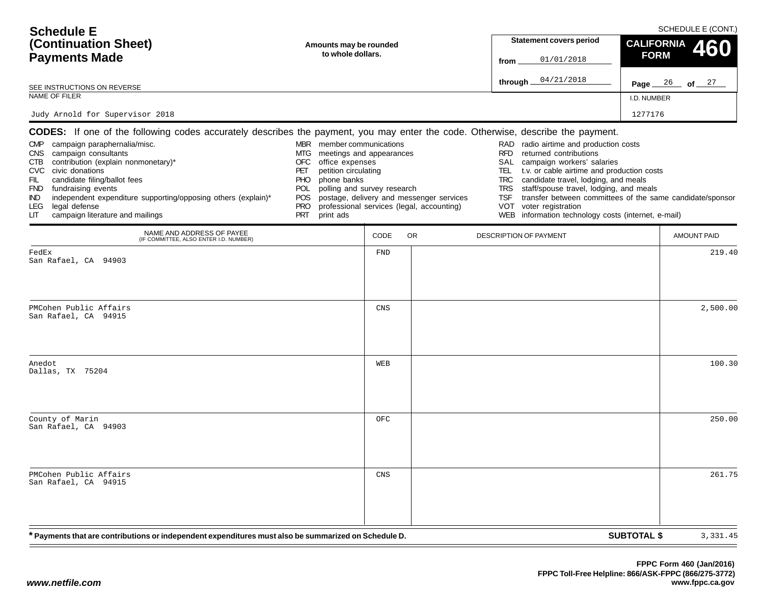# Schedule E (Continuation Sheet) Payments Made

SCHEDULE E (CONT.)

**Amounts may be rounded to whole dollars.**

**Statement covers period**

from 01/01/2018

through 04/21/2018

**CALIFORNIA FORM 460**

Page 26 of 27

SEE INSTRUCTIONS ON REVERSE

NAME OF FILER: Judy Arnold for Supervisor 2018

I.D. NUMBER: 1277176

**CODES:** If one of the following codes accurately describes the payment, you may enter the code. Otherwise, describe the payment.

- CMP campaign paraphernalia/misc.
- CNS campaign consultants
- CTB contribution (explain nonmonetary)*
- CVC civic donations
- FIL candidate filing/ballot fees
- FND fundraising events
- IND independent expenditure supporting/opposing others (explain)*
- LEG legal defense
- LIT campaign literature and mailings
- MBR member communications
- MTG meetings and appearances
- OFC office expenses
- PET petition circulating
- PHO phone banks
- POL polling and survey research
- POS postage, delivery and messenger services
- PRO professional services (legal, accounting)
- PRT print ads
- RAD radio airtime and production costs
- RFD returned contributions
- SAL campaign workers' salaries
- TEL t.v. or cable airtime and production costs
- TRC candidate travel, lodging, and meals
- TRS staff/spouse travel, lodging, and meals
- TSF transfer between committees of the same candidate/sponsor
- VOT voter registration
- WEB information technology costs (internet, e-mail)

| NAME AND ADDRESS OF PAYEE (IF COMMITTEE, ALSO ENTER I.D. NUMBER) | CODE | OR DESCRIPTION OF PAYMENT | AMOUNT PAID |
|---|---|---|---|
| FedEx<br>San Rafael, CA 94903 | FND | | 219.40 |
| PMCohen Public Affairs<br>San Rafael, CA 94915 | CNS | | 2,500.00 |
| Anedot<br>Dallas, TX 75204 | WEB | | 100.30 |
| County of Marin<br>San Rafael, CA 94903 | OFC | | 250.00 |
| PMCohen Public Affairs<br>San Rafael, CA 94915 | CNS | | 261.75 |

**\* Payments that are contributions or independent expenditures must also be summarized on Schedule D.**

**SUBTOTAL $** 3,331.45

FPPC Form 460 (Jan/2016)
FPPC Toll-Free Helpline: 866/ASK-FPPC (866/275-3772)
www.fppc.ca.gov

www.netfile.com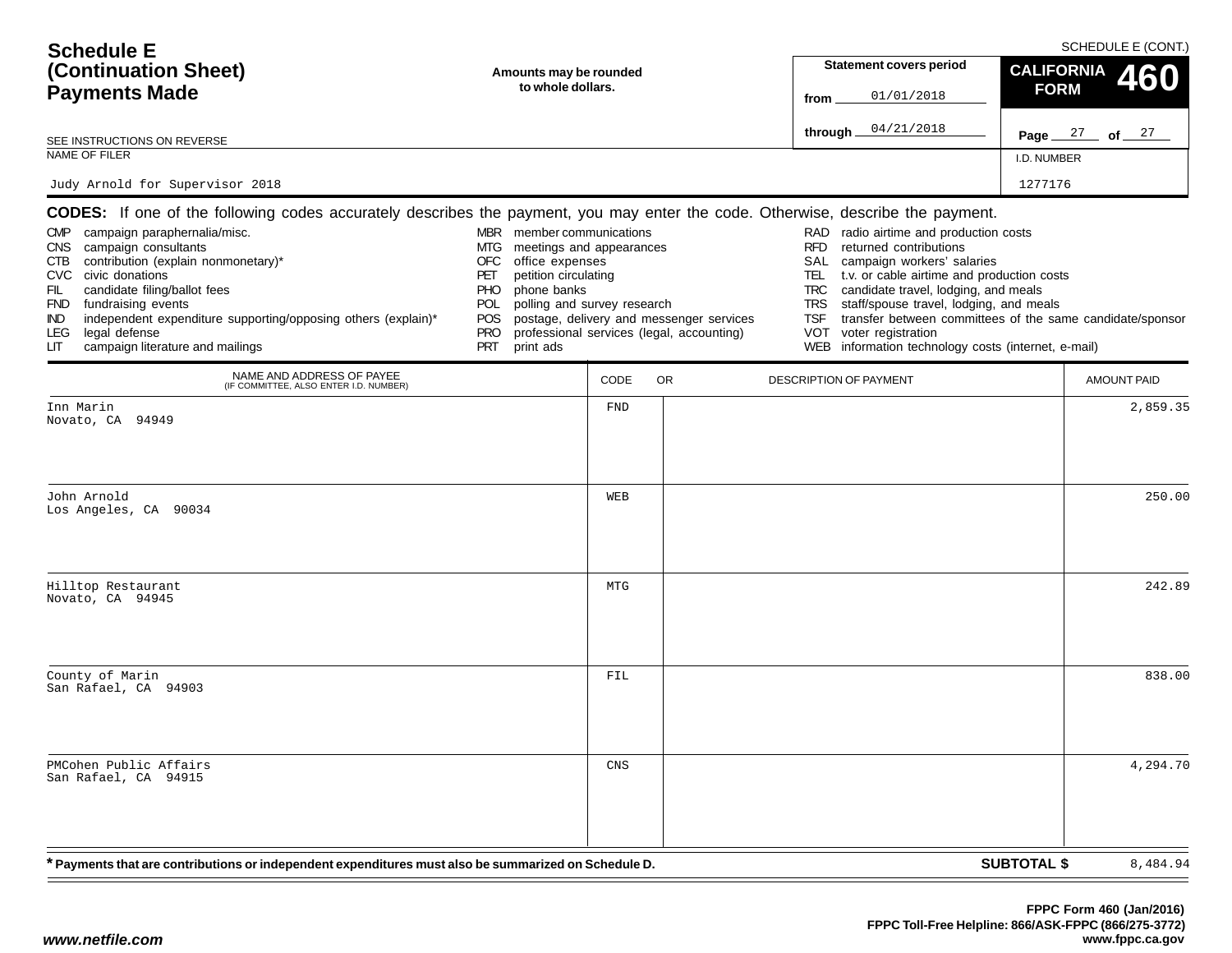SCHEDULE E (CONT.)

# Schedule E (Continuation Sheet) Payments Made

**Amounts may be rounded to whole dollars.**

| Statement covers period | |
|---|---|
| from | 01/01/2018 |
| through | 04/21/2018 |

**CALIFORNIA FORM 460**

Page 27 of 27

SEE INSTRUCTIONS ON REVERSE

| NAME OF FILER | I.D. NUMBER |
|---|---|
| Judy Arnold for Supervisor 2018 | 1277176 |

**CODES:** If one of the following codes accurately describes the payment, you may enter the code. Otherwise, describe the payment.

- CMP campaign paraphernalia/misc.
- CNS campaign consultants
- CTB contribution (explain nonmonetary)*
- CVC civic donations
- FIL candidate filing/ballot fees
- FND fundraising events
- IND independent expenditure supporting/opposing others (explain)*
- LEG legal defense
- LIT campaign literature and mailings
- MBR member communications
- MTG meetings and appearances
- OFC office expenses
- PET petition circulating
- PHO phone banks
- POL polling and survey research
- POS postage, delivery and messenger services
- PRO professional services (legal, accounting)
- PRT print ads
- RAD radio airtime and production costs
- RFD returned contributions
- SAL campaign workers' salaries
- TEL t.v. or cable airtime and production costs
- TRC candidate travel, lodging, and meals
- TRS staff/spouse travel, lodging, and meals
- TSF transfer between committees of the same candidate/sponsor
- VOT voter registration
- WEB information technology costs (internet, e-mail)

| NAME AND ADDRESS OF PAYEE (IF COMMITTEE, ALSO ENTER I.D. NUMBER) | CODE | OR DESCRIPTION OF PAYMENT | AMOUNT PAID |
|---|---|---|---|
| Inn Marin<br>Novato, CA 94949 | FND | | 2,859.35 |
| John Arnold<br>Los Angeles, CA 90034 | WEB | | 250.00 |
| Hilltop Restaurant<br>Novato, CA 94945 | MTG | | 242.89 |
| County of Marin<br>San Rafael, CA 94903 | FIL | | 838.00 |
| PMCohen Public Affairs<br>San Rafael, CA 94915 | CNS | | 4,294.70 |

**\* Payments that are contributions or independent expenditures must also be summarized on Schedule D.**

**SUBTOTAL $** 8,484.94

**FPPC Form 460 (Jan/2016)**
**FPPC Toll-Free Helpline: 866/ASK-FPPC (866/275-3772)**
**www.fppc.ca.gov**

***www.netfile.com***